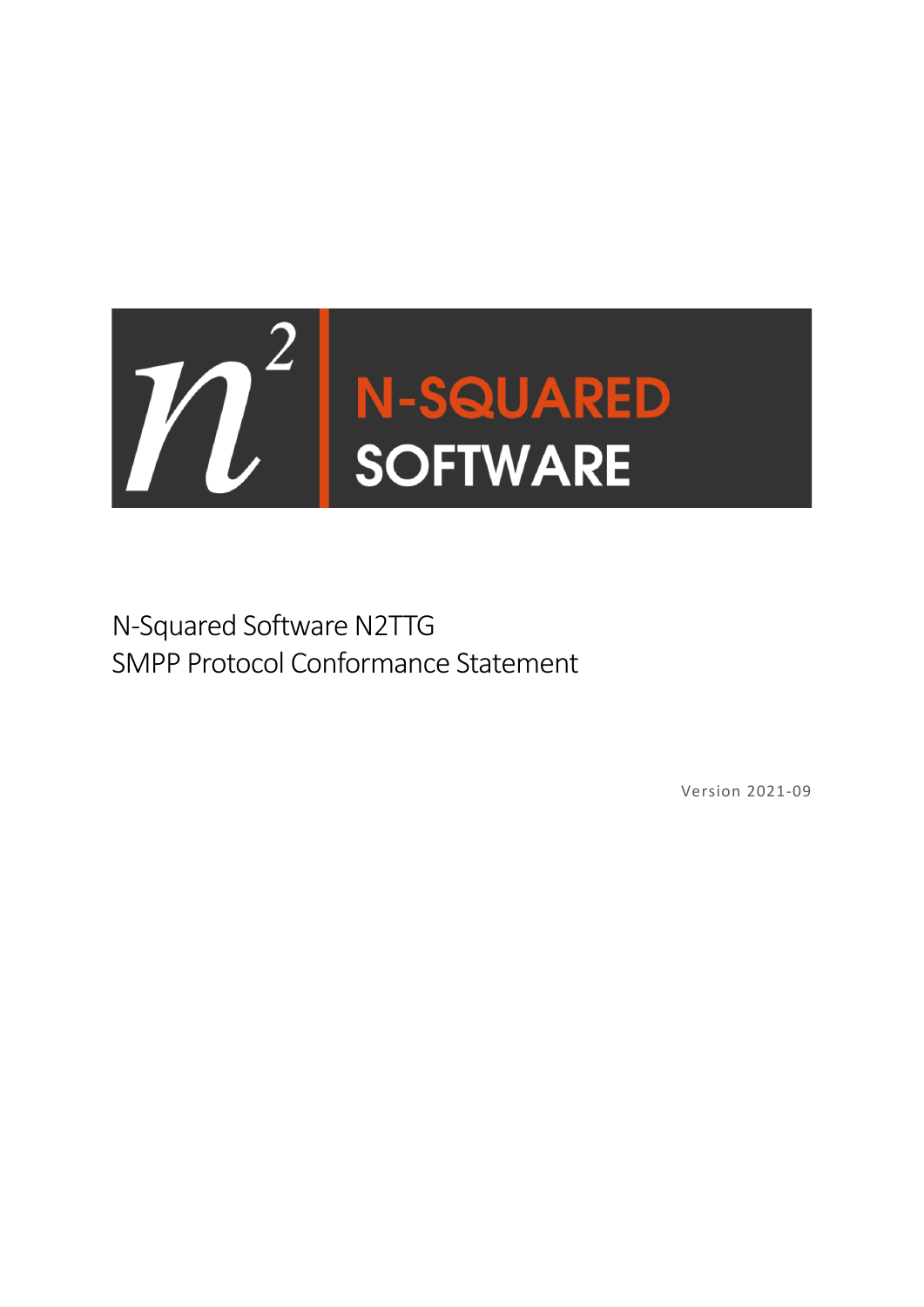N-SQUARED SOFTWARE

# N-Squared Software N2TTG
# SMPP Protocol Conformance Statement

Version 2021-09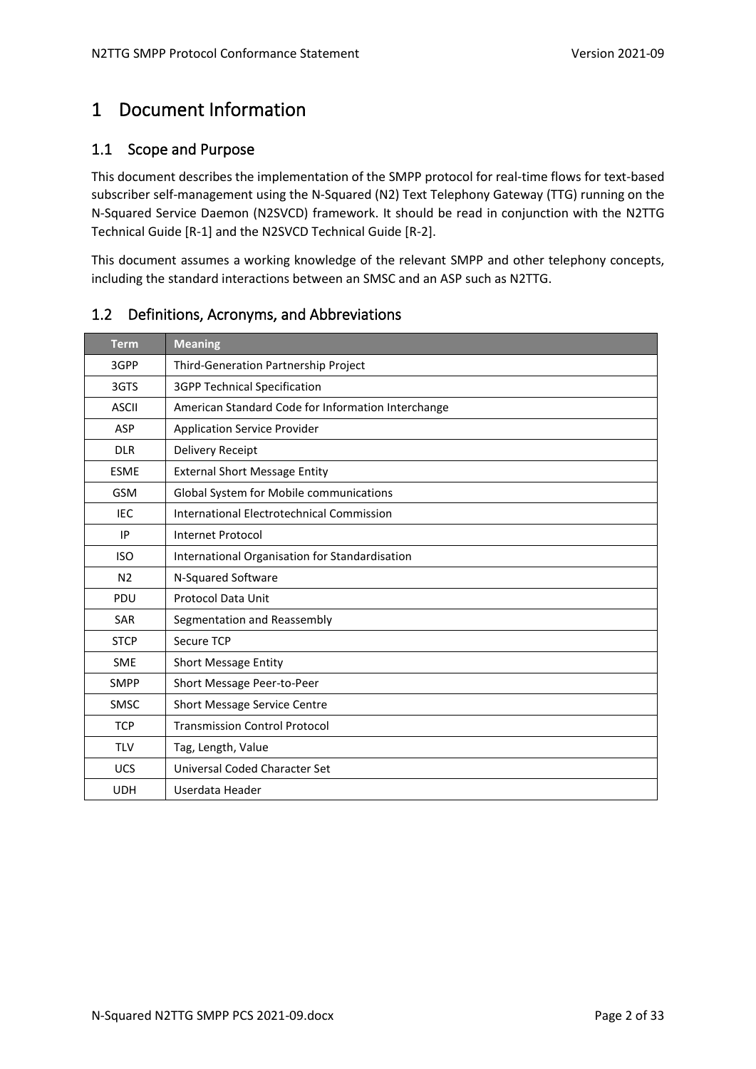# 1 Document Information

## 1.1 Scope and Purpose

This document describes the implementation of the SMPP protocol for real-time flows for text-based subscriber self-management using the N-Squared (N2) Text Telephony Gateway (TTG) running on the N-Squared Service Daemon (N2SVCD) framework. It should be read in conjunction with the N2TTG Technical Guide [R-1] and the N2SVCD Technical Guide [R-2].

This document assumes a working knowledge of the relevant SMPP and other telephony concepts, including the standard interactions between an SMSC and an ASP such as N2TTG.

## 1.2 Definitions, Acronyms, and Abbreviations

| Term | Meaning |
|---|---|
| 3GPP | Third-Generation Partnership Project |
| 3GTS | 3GPP Technical Specification |
| ASCII | American Standard Code for Information Interchange |
| ASP | Application Service Provider |
| DLR | Delivery Receipt |
| ESME | External Short Message Entity |
| GSM | Global System for Mobile communications |
| IEC | International Electrotechnical Commission |
| IP | Internet Protocol |
| ISO | International Organisation for Standardisation |
| N2 | N-Squared Software |
| PDU | Protocol Data Unit |
| SAR | Segmentation and Reassembly |
| STCP | Secure TCP |
| SME | Short Message Entity |
| SMPP | Short Message Peer-to-Peer |
| SMSC | Short Message Service Centre |
| TCP | Transmission Control Protocol |
| TLV | Tag, Length, Value |
| UCS | Universal Coded Character Set |
| UDH | Userdata Header |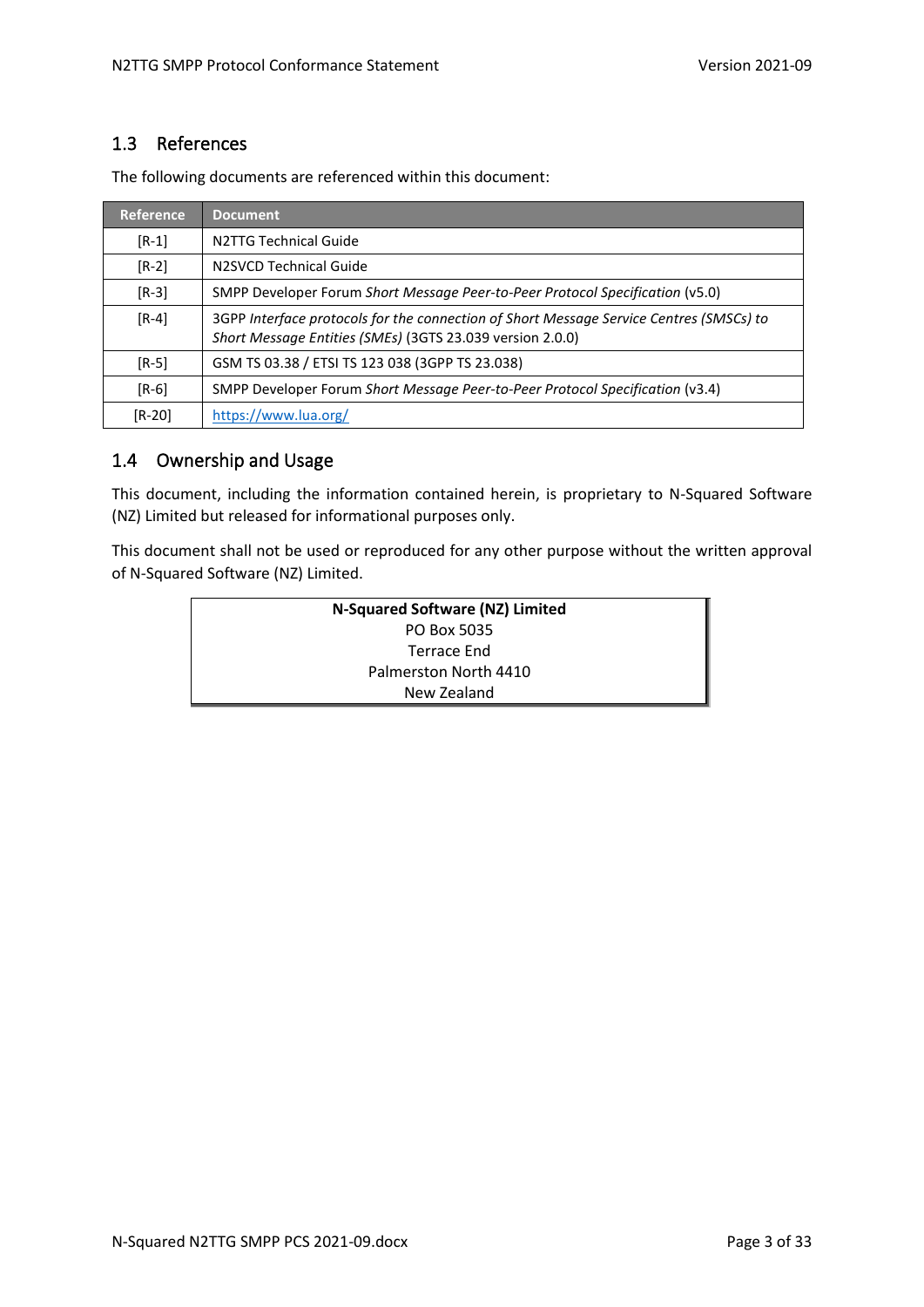## 1.3 References

The following documents are referenced within this document:

| Reference | Document |
|---|---|
| [R-1] | N2TTG Technical Guide |
| [R-2] | N2SVCD Technical Guide |
| [R-3] | SMPP Developer Forum *Short Message Peer-to-Peer Protocol Specification* (v5.0) |
| [R-4] | 3GPP *Interface protocols for the connection of Short Message Service Centres (SMSCs) to Short Message Entities (SMEs)* (3GTS 23.039 version 2.0.0) |
| [R-5] | GSM TS 03.38 / ETSI TS 123 038 (3GPP TS 23.038) |
| [R-6] | SMPP Developer Forum *Short Message Peer-to-Peer Protocol Specification* (v3.4) |
| [R-20] | https://www.lua.org/ |

## 1.4 Ownership and Usage

This document, including the information contained herein, is proprietary to N-Squared Software (NZ) Limited but released for informational purposes only.

This document shall not be used or reproduced for any other purpose without the written approval of N-Squared Software (NZ) Limited.

**N-Squared Software (NZ) Limited**
PO Box 5035
Terrace End
Palmerston North 4410
New Zealand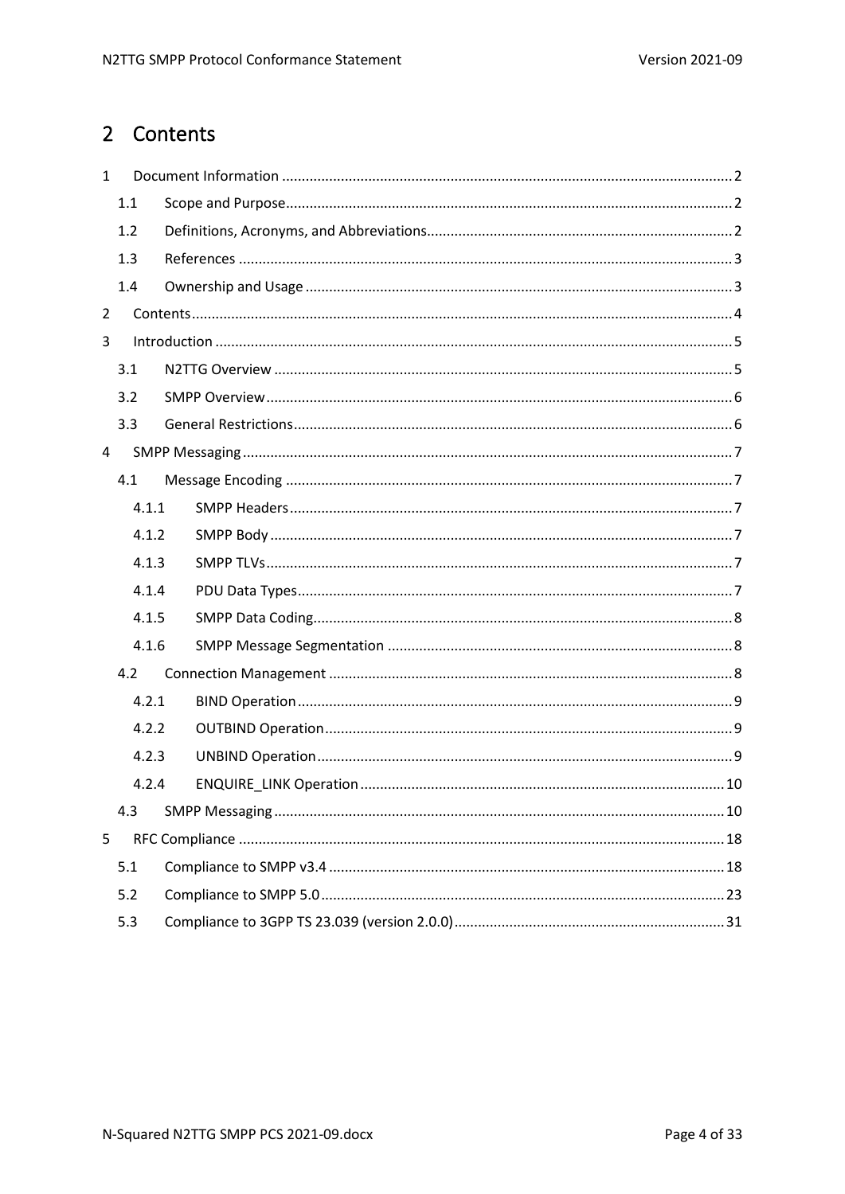# 2 Contents

1 Document Information ........ 2
  1.1 Scope and Purpose ........ 2
  1.2 Definitions, Acronyms, and Abbreviations ........ 2
  1.3 References ........ 3
  1.4 Ownership and Usage ........ 3
2 Contents ........ 4
3 Introduction ........ 5
  3.1 N2TTG Overview ........ 5
  3.2 SMPP Overview ........ 6
  3.3 General Restrictions ........ 6
4 SMPP Messaging ........ 7
  4.1 Message Encoding ........ 7
    4.1.1 SMPP Headers ........ 7
    4.1.2 SMPP Body ........ 7
    4.1.3 SMPP TLVs ........ 7
    4.1.4 PDU Data Types ........ 7
    4.1.5 SMPP Data Coding ........ 8
    4.1.6 SMPP Message Segmentation ........ 8
  4.2 Connection Management ........ 8
    4.2.1 BIND Operation ........ 9
    4.2.2 OUTBIND Operation ........ 9
    4.2.3 UNBIND Operation ........ 9
    4.2.4 ENQUIRE_LINK Operation ........ 10
  4.3 SMPP Messaging ........ 10
5 RFC Compliance ........ 18
  5.1 Compliance to SMPP v3.4 ........ 18
  5.2 Compliance to SMPP 5.0 ........ 23
  5.3 Compliance to 3GPP TS 23.039 (version 2.0.0) ........ 31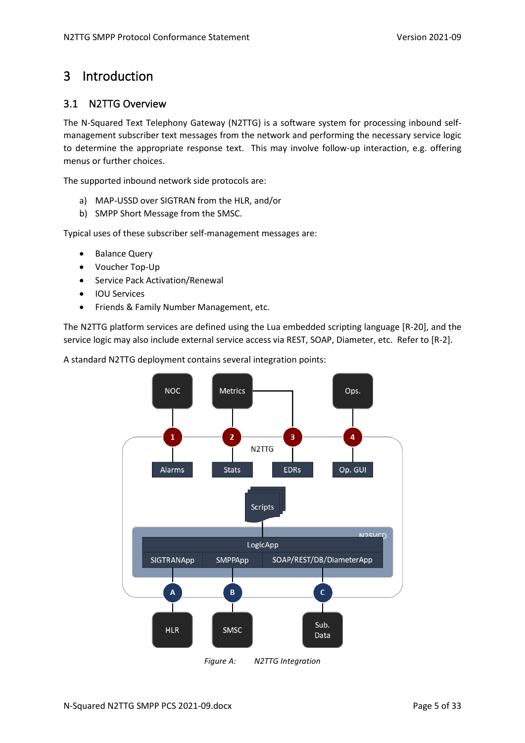# 3 Introduction

## 3.1 N2TTG Overview

The N-Squared Text Telephony Gateway (N2TTG) is a software system for processing inbound self-management subscriber text messages from the network and performing the necessary service logic to determine the appropriate response text. This may involve follow-up interaction, e.g. offering menus or further choices.

The supported inbound network side protocols are:

a) MAP-USSD over SIGTRAN from the HLR, and/or
b) SMPP Short Message from the SMSC.

Typical uses of these subscriber self-management messages are:

- Balance Query
- Voucher Top-Up
- Service Pack Activation/Renewal
- IOU Services
- Friends & Family Number Management, etc.

The N2TTG platform services are defined using the Lua embedded scripting language [R-20], and the service logic may also include external service access via REST, SOAP, Diameter, etc. Refer to [R-2].

A standard N2TTG deployment contains several integration points:

*Figure A: N2TTG Integration*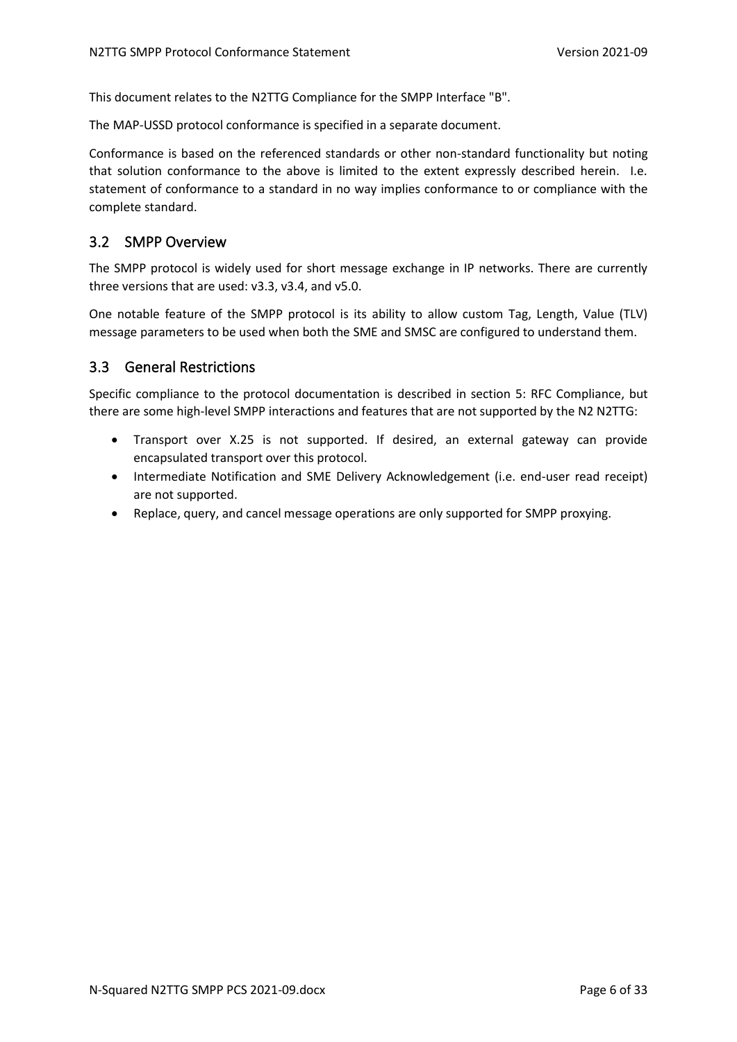This document relates to the N2TTG Compliance for the SMPP Interface "B".

The MAP-USSD protocol conformance is specified in a separate document.

Conformance is based on the referenced standards or other non-standard functionality but noting that solution conformance to the above is limited to the extent expressly described herein. I.e. statement of conformance to a standard in no way implies conformance to or compliance with the complete standard.

## 3.2 SMPP Overview

The SMPP protocol is widely used for short message exchange in IP networks. There are currently three versions that are used: v3.3, v3.4, and v5.0.

One notable feature of the SMPP protocol is its ability to allow custom Tag, Length, Value (TLV) message parameters to be used when both the SME and SMSC are configured to understand them.

## 3.3 General Restrictions

Specific compliance to the protocol documentation is described in section 5: RFC Compliance, but there are some high-level SMPP interactions and features that are not supported by the N2 N2TTG:

- Transport over X.25 is not supported. If desired, an external gateway can provide encapsulated transport over this protocol.
- Intermediate Notification and SME Delivery Acknowledgement (i.e. end-user read receipt) are not supported.
- Replace, query, and cancel message operations are only supported for SMPP proxying.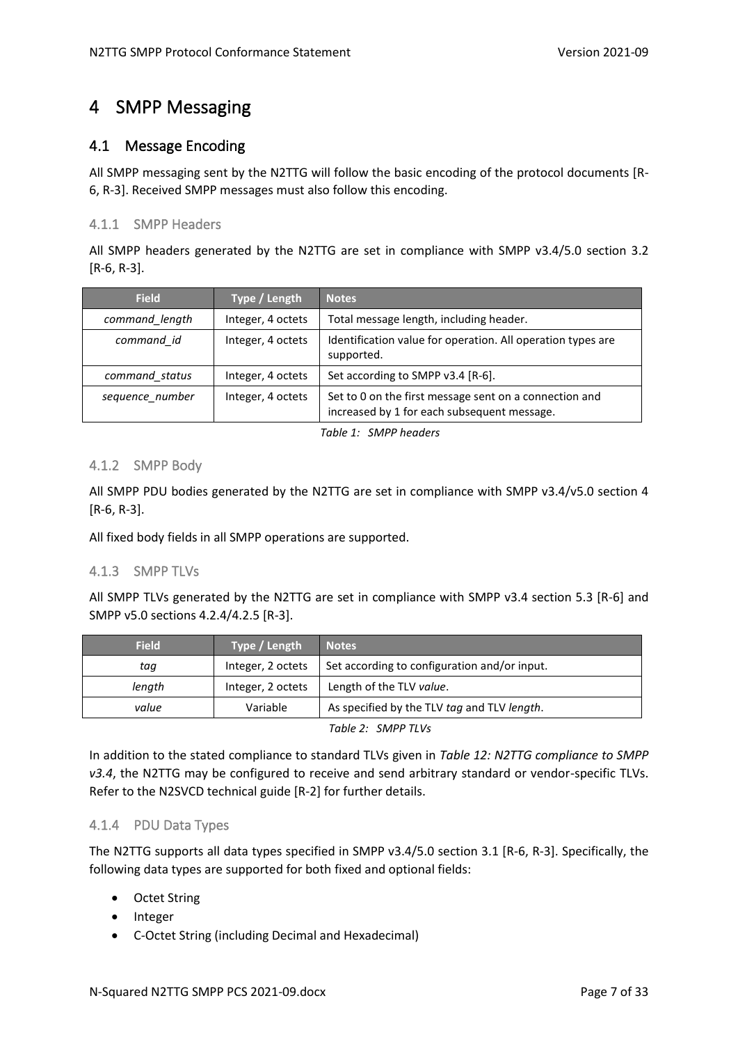# 4 SMPP Messaging

## 4.1 Message Encoding

All SMPP messaging sent by the N2TTG will follow the basic encoding of the protocol documents [R-6, R-3]. Received SMPP messages must also follow this encoding.

### 4.1.1 SMPP Headers

All SMPP headers generated by the N2TTG are set in compliance with SMPP v3.4/5.0 section 3.2 [R-6, R-3].

| Field | Type / Length | Notes |
|---|---|---|
| *command_length* | Integer, 4 octets | Total message length, including header. |
| *command_id* | Integer, 4 octets | Identification value for operation. All operation types are supported. |
| *command_status* | Integer, 4 octets | Set according to SMPP v3.4 [R-6]. |
| *sequence_number* | Integer, 4 octets | Set to 0 on the first message sent on a connection and increased by 1 for each subsequent message. |

*Table 1: SMPP headers*

### 4.1.2 SMPP Body

All SMPP PDU bodies generated by the N2TTG are set in compliance with SMPP v3.4/v5.0 section 4 [R-6, R-3].

All fixed body fields in all SMPP operations are supported.

### 4.1.3 SMPP TLVs

All SMPP TLVs generated by the N2TTG are set in compliance with SMPP v3.4 section 5.3 [R-6] and SMPP v5.0 sections 4.2.4/4.2.5 [R-3].

| Field | Type / Length | Notes |
|---|---|---|
| *tag* | Integer, 2 octets | Set according to configuration and/or input. |
| *length* | Integer, 2 octets | Length of the TLV *value*. |
| *value* | Variable | As specified by the TLV *tag* and TLV *length*. |

*Table 2: SMPP TLVs*

In addition to the stated compliance to standard TLVs given in *Table 12: N2TTG compliance to SMPP v3.4*, the N2TTG may be configured to receive and send arbitrary standard or vendor-specific TLVs. Refer to the N2SVCD technical guide [R-2] for further details.

### 4.1.4 PDU Data Types

The N2TTG supports all data types specified in SMPP v3.4/5.0 section 3.1 [R-6, R-3]. Specifically, the following data types are supported for both fixed and optional fields:

- Octet String
- Integer
- C-Octet String (including Decimal and Hexadecimal)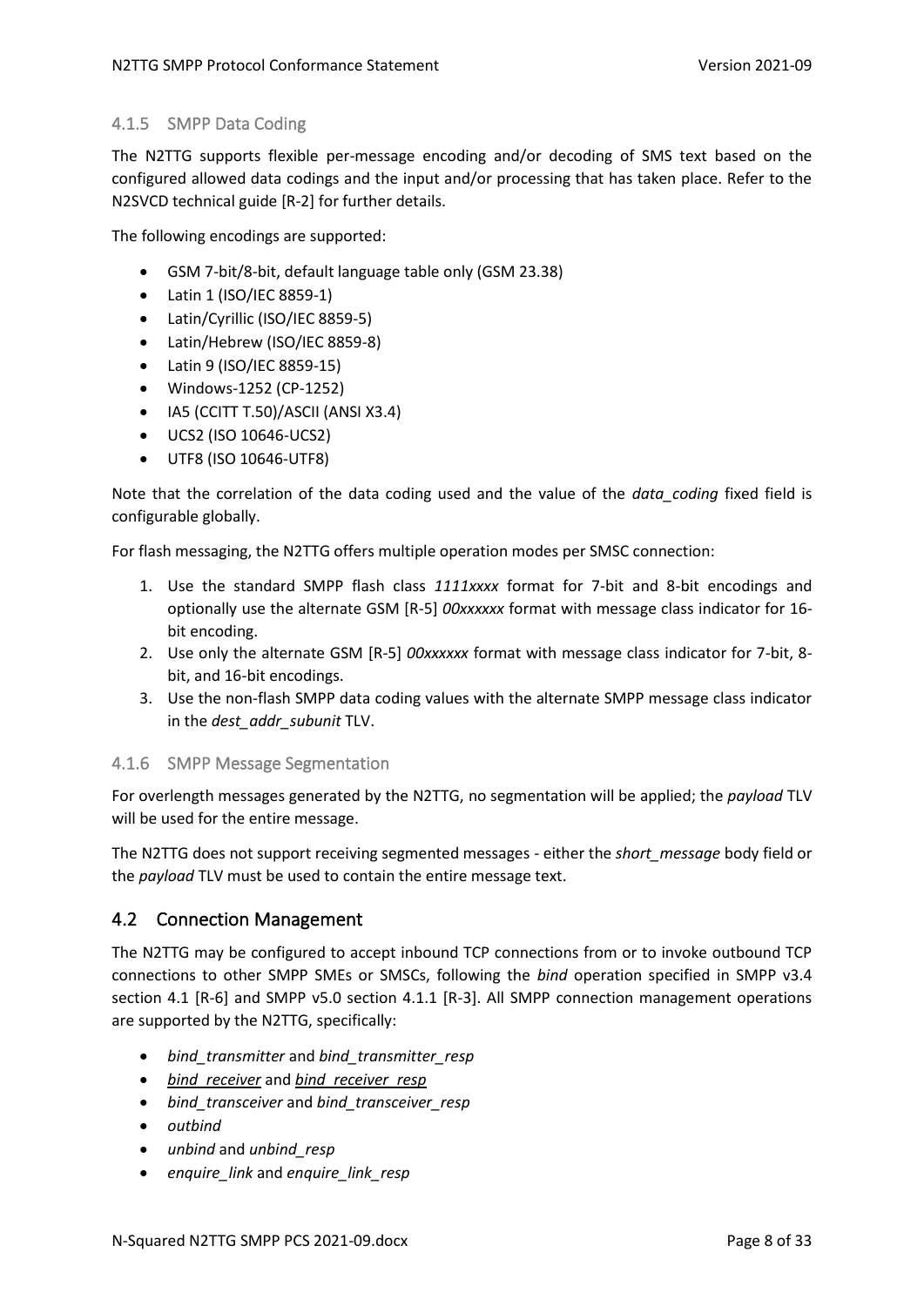### 4.1.5 SMPP Data Coding

The N2TTG supports flexible per-message encoding and/or decoding of SMS text based on the configured allowed data codings and the input and/or processing that has taken place. Refer to the N2SVCD technical guide [R-2] for further details.

The following encodings are supported:

- GSM 7-bit/8-bit, default language table only (GSM 23.38)
- Latin 1 (ISO/IEC 8859-1)
- Latin/Cyrillic (ISO/IEC 8859-5)
- Latin/Hebrew (ISO/IEC 8859-8)
- Latin 9 (ISO/IEC 8859-15)
- Windows-1252 (CP-1252)
- IA5 (CCITT T.50)/ASCII (ANSI X3.4)
- UCS2 (ISO 10646-UCS2)
- UTF8 (ISO 10646-UTF8)

Note that the correlation of the data coding used and the value of the *data_coding* fixed field is configurable globally.

For flash messaging, the N2TTG offers multiple operation modes per SMSC connection:

1. Use the standard SMPP flash class *1111xxxx* format for 7-bit and 8-bit encodings and optionally use the alternate GSM [R-5] *00xxxxxx* format with message class indicator for 16-bit encoding.
2. Use only the alternate GSM [R-5] *00xxxxxx* format with message class indicator for 7-bit, 8-bit, and 16-bit encodings.
3. Use the non-flash SMPP data coding values with the alternate SMPP message class indicator in the *dest_addr_subunit* TLV.

### 4.1.6 SMPP Message Segmentation

For overlength messages generated by the N2TTG, no segmentation will be applied; the *payload* TLV will be used for the entire message.

The N2TTG does not support receiving segmented messages - either the *short_message* body field or the *payload* TLV must be used to contain the entire message text.

## 4.2 Connection Management

The N2TTG may be configured to accept inbound TCP connections from or to invoke outbound TCP connections to other SMPP SMEs or SMSCs, following the *bind* operation specified in SMPP v3.4 section 4.1 [R-6] and SMPP v5.0 section 4.1.1 [R-3]. All SMPP connection management operations are supported by the N2TTG, specifically:

- *bind_transmitter* and *bind_transmitter_resp*
- *bind_receiver* and *bind_receiver_resp*
- *bind_transceiver* and *bind_transceiver_resp*
- *outbind*
- *unbind* and *unbind_resp*
- *enquire_link* and *enquire_link_resp*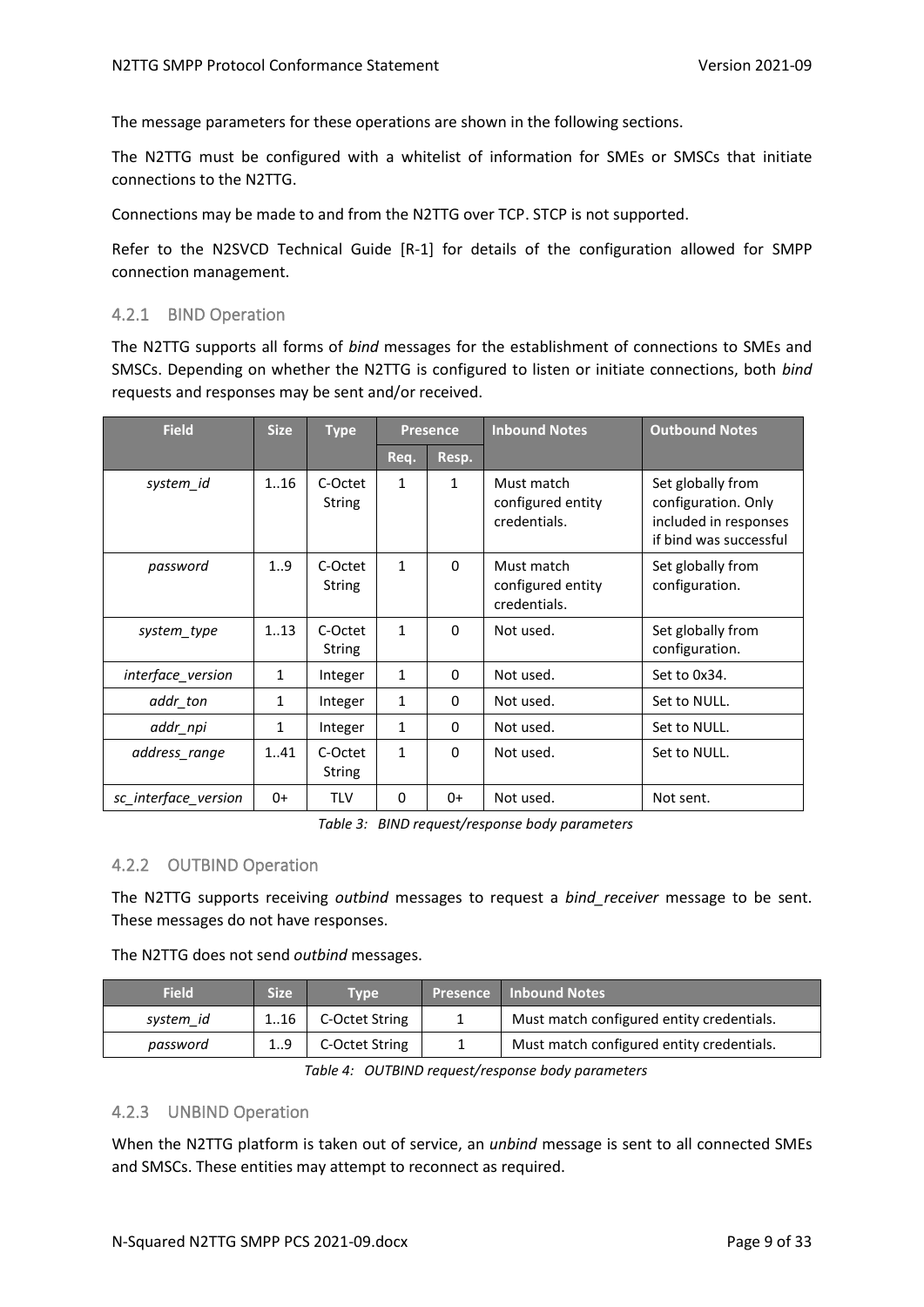The message parameters for these operations are shown in the following sections.

The N2TTG must be configured with a whitelist of information for SMEs or SMSCs that initiate connections to the N2TTG.

Connections may be made to and from the N2TTG over TCP. STCP is not supported.

Refer to the N2SVCD Technical Guide [R-1] for details of the configuration allowed for SMPP connection management.

### 4.2.1 BIND Operation

The N2TTG supports all forms of *bind* messages for the establishment of connections to SMEs and SMSCs. Depending on whether the N2TTG is configured to listen or initiate connections, both *bind* requests and responses may be sent and/or received.

| Field | Size | Type | Presence | | Inbound Notes | Outbound Notes |
|---|---|---|---|---|---|---|
| | | | Req. | Resp. | | |
| *system_id* | 1..16 | C-Octet String | 1 | 1 | Must match configured entity credentials. | Set globally from configuration. Only included in responses if bind was successful |
| *password* | 1..9 | C-Octet String | 1 | 0 | Must match configured entity credentials. | Set globally from configuration. |
| *system_type* | 1..13 | C-Octet String | 1 | 0 | Not used. | Set globally from configuration. |
| *interface_version* | 1 | Integer | 1 | 0 | Not used. | Set to 0x34. |
| *addr_ton* | 1 | Integer | 1 | 0 | Not used. | Set to NULL. |
| *addr_npi* | 1 | Integer | 1 | 0 | Not used. | Set to NULL. |
| *address_range* | 1..41 | C-Octet String | 1 | 0 | Not used. | Set to NULL. |
| *sc_interface_version* | 0+ | TLV | 0 | 0+ | Not used. | Not sent. |

*Table 3: BIND request/response body parameters*

### 4.2.2 OUTBIND Operation

The N2TTG supports receiving *outbind* messages to request a *bind_receiver* message to be sent. These messages do not have responses.

The N2TTG does not send *outbind* messages.

| Field | Size | Type | Presence | Inbound Notes |
|---|---|---|---|---|
| *system_id* | 1..16 | C-Octet String | 1 | Must match configured entity credentials. |
| *password* | 1..9 | C-Octet String | 1 | Must match configured entity credentials. |

*Table 4: OUTBIND request/response body parameters*

### 4.2.3 UNBIND Operation

When the N2TTG platform is taken out of service, an *unbind* message is sent to all connected SMEs and SMSCs. These entities may attempt to reconnect as required.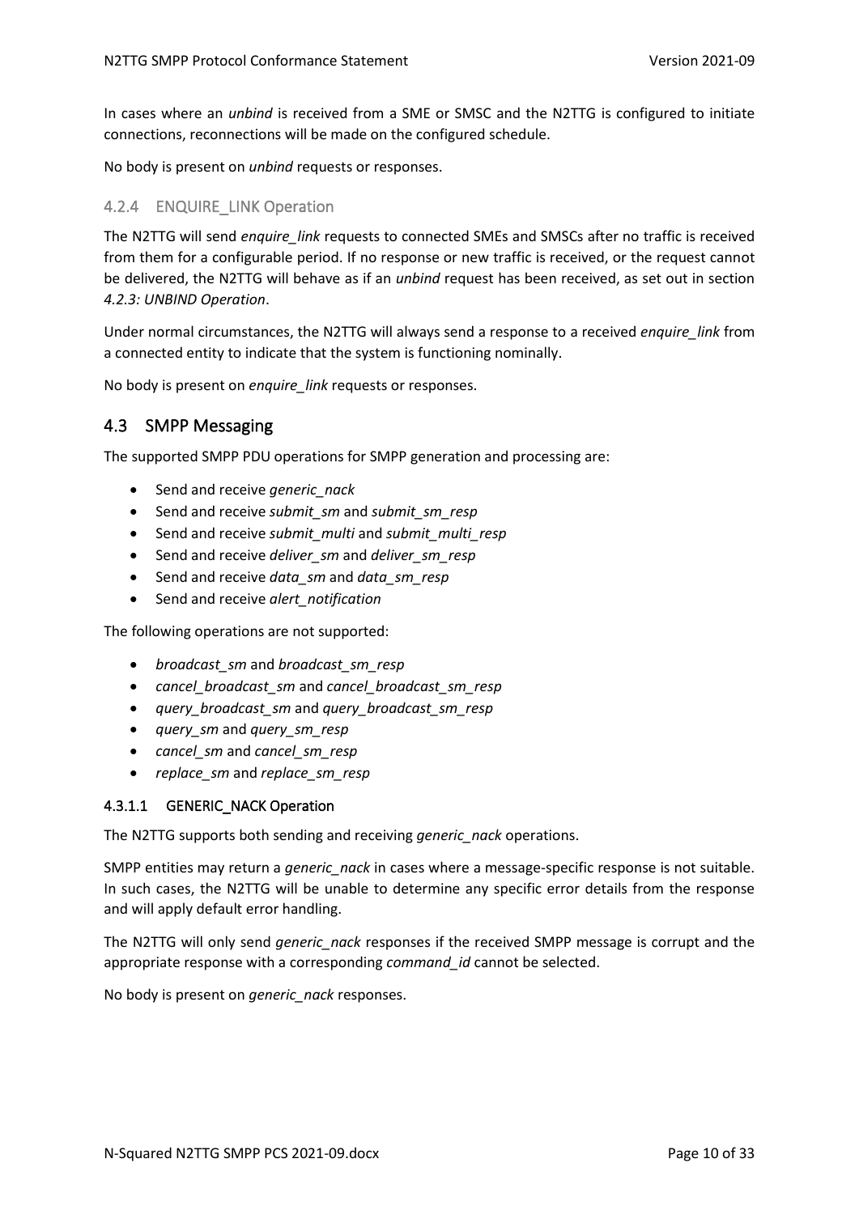In cases where an *unbind* is received from a SME or SMSC and the N2TTG is configured to initiate connections, reconnections will be made on the configured schedule.

No body is present on *unbind* requests or responses.

#### 4.2.4 ENQUIRE_LINK Operation

The N2TTG will send *enquire_link* requests to connected SMEs and SMSCs after no traffic is received from them for a configurable period. If no response or new traffic is received, or the request cannot be delivered, the N2TTG will behave as if an *unbind* request has been received, as set out in section *4.2.3: UNBIND Operation*.

Under normal circumstances, the N2TTG will always send a response to a received *enquire_link* from a connected entity to indicate that the system is functioning nominally.

No body is present on *enquire_link* requests or responses.

## 4.3 SMPP Messaging

The supported SMPP PDU operations for SMPP generation and processing are:

- Send and receive *generic_nack*
- Send and receive *submit_sm* and *submit_sm_resp*
- Send and receive *submit_multi* and *submit_multi_resp*
- Send and receive *deliver_sm* and *deliver_sm_resp*
- Send and receive *data_sm* and *data_sm_resp*
- Send and receive *alert_notification*

The following operations are not supported:

- *broadcast_sm* and *broadcast_sm_resp*
- *cancel_broadcast_sm* and *cancel_broadcast_sm_resp*
- *query_broadcast_sm* and *query_broadcast_sm_resp*
- *query_sm* and *query_sm_resp*
- *cancel_sm* and *cancel_sm_resp*
- *replace_sm* and *replace_sm_resp*

#### 4.3.1.1 GENERIC_NACK Operation

The N2TTG supports both sending and receiving *generic_nack* operations.

SMPP entities may return a *generic_nack* in cases where a message-specific response is not suitable. In such cases, the N2TTG will be unable to determine any specific error details from the response and will apply default error handling.

The N2TTG will only send *generic_nack* responses if the received SMPP message is corrupt and the appropriate response with a corresponding *command_id* cannot be selected.

No body is present on *generic_nack* responses.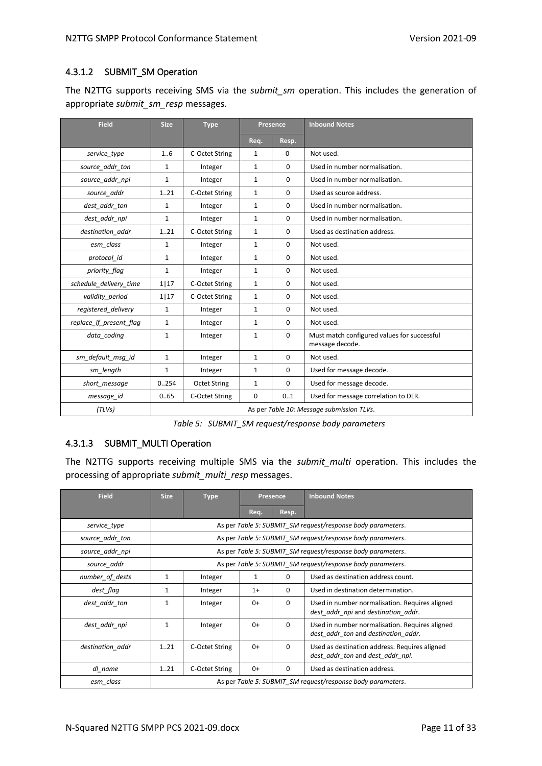#### 4.3.1.2 SUBMIT_SM Operation

The N2TTG supports receiving SMS via the *submit_sm* operation. This includes the generation of appropriate *submit_sm_resp* messages.

| Field | Size | Type | Presence | | Inbound Notes |
|---|---|---|---|---|---|
| | | | Req. | Resp. | |
| *service_type* | 1..6 | C-Octet String | 1 | 0 | Not used. |
| *source_addr_ton* | 1 | Integer | 1 | 0 | Used in number normalisation. |
| *source_addr_npi* | 1 | Integer | 1 | 0 | Used in number normalisation. |
| *source_addr* | 1..21 | C-Octet String | 1 | 0 | Used as source address. |
| *dest_addr_ton* | 1 | Integer | 1 | 0 | Used in number normalisation. |
| *dest_addr_npi* | 1 | Integer | 1 | 0 | Used in number normalisation. |
| *destination_addr* | 1..21 | C-Octet String | 1 | 0 | Used as destination address. |
| *esm_class* | 1 | Integer | 1 | 0 | Not used. |
| *protocol_id* | 1 | Integer | 1 | 0 | Not used. |
| *priority_flag* | 1 | Integer | 1 | 0 | Not used. |
| *schedule_delivery_time* | 1\|17 | C-Octet String | 1 | 0 | Not used. |
| *validity_period* | 1\|17 | C-Octet String | 1 | 0 | Not used. |
| *registered_delivery* | 1 | Integer | 1 | 0 | Not used. |
| *replace_if_present_flag* | 1 | Integer | 1 | 0 | Not used. |
| *data_coding* | 1 | Integer | 1 | 0 | Must match configured values for successful message decode. |
| *sm_default_msg_id* | 1 | Integer | 1 | 0 | Not used. |
| *sm_length* | 1 | Integer | 1 | 0 | Used for message decode. |
| *short_message* | 0..254 | Octet String | 1 | 0 | Used for message decode. |
| *message_id* | 0..65 | C-Octet String | 0 | 0..1 | Used for message correlation to DLR. |
| *(TLVs)* | As per *Table 10: Message submission TLVs*. | | | | |

*Table 5: SUBMIT_SM request/response body parameters*

#### 4.3.1.3 SUBMIT_MULTI Operation

The N2TTG supports receiving multiple SMS via the *submit_multi* operation. This includes the processing of appropriate *submit_multi_resp* messages.

| Field | Size | Type | Presence | | Inbound Notes |
|---|---|---|---|---|---|
| | | | Req. | Resp. | |
| *service_type* | As per *Table 5: SUBMIT_SM request/response body parameters*. | | | | |
| *source_addr_ton* | As per *Table 5: SUBMIT_SM request/response body parameters*. | | | | |
| *source_addr_npi* | As per *Table 5: SUBMIT_SM request/response body parameters*. | | | | |
| *source_addr* | As per *Table 5: SUBMIT_SM request/response body parameters*. | | | | |
| *number_of_dests* | 1 | Integer | 1 | 0 | Used as destination address count. |
| *dest_flag* | 1 | Integer | 1+ | 0 | Used in destination determination. |
| *dest_addr_ton* | 1 | Integer | 0+ | 0 | Used in number normalisation. Requires aligned *dest_addr_npi* and *destination_addr*. |
| *dest_addr_npi* | 1 | Integer | 0+ | 0 | Used in number normalisation. Requires aligned *dest_addr_ton* and *destination_addr*. |
| *destination_addr* | 1..21 | C-Octet String | 0+ | 0 | Used as destination address. Requires aligned *dest_addr_ton* and *dest_addr_npi*. |
| *dl_name* | 1..21 | C-Octet String | 0+ | 0 | Used as destination address. |
| *esm_class* | As per *Table 5: SUBMIT_SM request/response body parameters*. | | | | |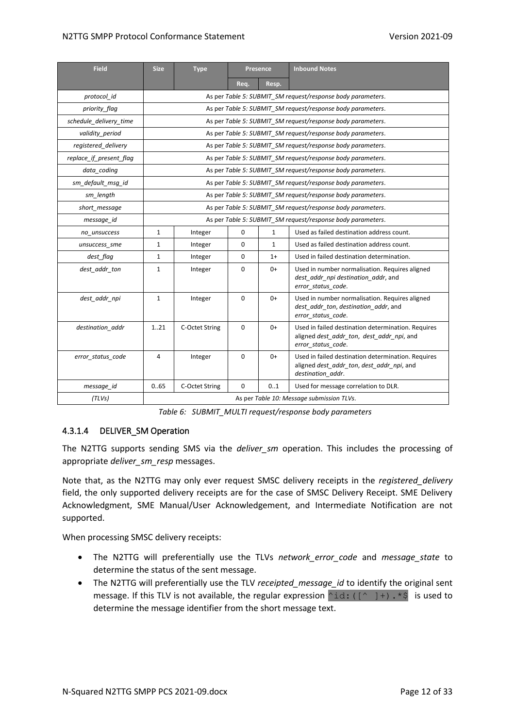| Field | Size | Type | Presence | | Inbound Notes |
|---|---|---|---|---|---|
| | | | Req. | Resp. | |
| *protocol_id* | As per *Table 5: SUBMIT_SM request/response body parameters*. | | | | |
| *priority_flag* | As per *Table 5: SUBMIT_SM request/response body parameters*. | | | | |
| *schedule_delivery_time* | As per *Table 5: SUBMIT_SM request/response body parameters*. | | | | |
| *validity_period* | As per *Table 5: SUBMIT_SM request/response body parameters*. | | | | |
| *registered_delivery* | As per *Table 5: SUBMIT_SM request/response body parameters*. | | | | |
| *replace_if_present_flag* | As per *Table 5: SUBMIT_SM request/response body parameters*. | | | | |
| *data_coding* | As per *Table 5: SUBMIT_SM request/response body parameters*. | | | | |
| *sm_default_msg_id* | As per *Table 5: SUBMIT_SM request/response body parameters*. | | | | |
| *sm_length* | As per *Table 5: SUBMIT_SM request/response body parameters*. | | | | |
| *short_message* | As per *Table 5: SUBMIT_SM request/response body parameters*. | | | | |
| *message_id* | As per *Table 5: SUBMIT_SM request/response body parameters*. | | | | |
| *no_unsuccess* | 1 | Integer | 0 | 1 | Used as failed destination address count. |
| *unsuccess_sme* | 1 | Integer | 0 | 1 | Used as failed destination address count. |
| *dest_flag* | 1 | Integer | 0 | 1+ | Used in failed destination determination. |
| *dest_addr_ton* | 1 | Integer | 0 | 0+ | Used in number normalisation. Requires aligned *dest_addr_npi destination_addr*, and *error_status_code*. |
| *dest_addr_npi* | 1 | Integer | 0 | 0+ | Used in number normalisation. Requires aligned *dest_addr_ton*, *destination_addr*, and *error_status_code*. |
| *destination_addr* | 1..21 | C-Octet String | 0 | 0+ | Used in failed destination determination. Requires aligned *dest_addr_ton*, *dest_addr_npi*, and *error_status_code*. |
| *error_status_code* | 4 | Integer | 0 | 0+ | Used in failed destination determination. Requires aligned *dest_addr_ton*, *dest_addr_npi*, and *destination_addr*. |
| *message_id* | 0..65 | C-Octet String | 0 | 0..1 | Used for message correlation to DLR. |
| *(TLVs)* | As per *Table 10: Message submission TLVs*. | | | | |

*Table 6: SUBMIT_MULTI request/response body parameters*

#### 4.3.1.4 DELIVER_SM Operation

The N2TTG supports sending SMS via the *deliver_sm* operation. This includes the processing of appropriate *deliver_sm_resp* messages.

Note that, as the N2TTG may only ever request SMSC delivery receipts in the *registered_delivery* field, the only supported delivery receipts are for the case of SMSC Delivery Receipt. SME Delivery Acknowledgment, SME Manual/User Acknowledgement, and Intermediate Notification are not supported.

When processing SMSC delivery receipts:

- The N2TTG will preferentially use the TLVs *network_error_code* and *message_state* to determine the status of the sent message.
- The N2TTG will preferentially use the TLV *receipted_message_id* to identify the original sent message. If this TLV is not available, the regular expression `^id:([^ ]+).*$` is used to determine the message identifier from the short message text.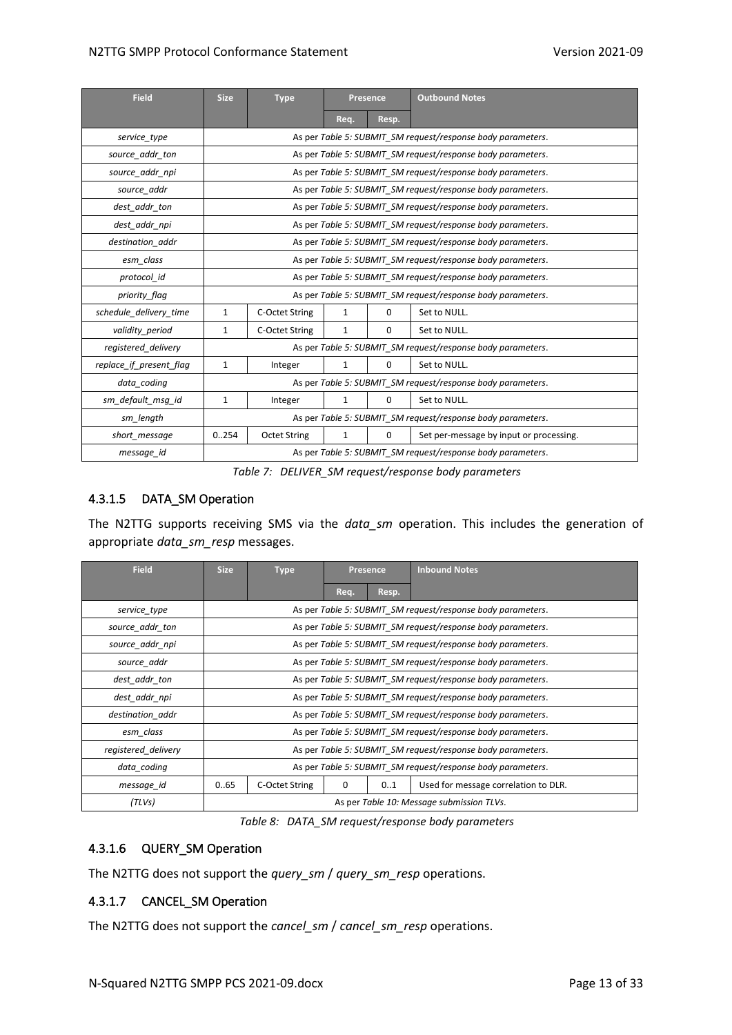| Field | Size | Type | Presence | | Outbound Notes |
|---|---|---|---|---|---|
| | | | Req. | Resp. | |
| *service_type* | As per *Table 5: SUBMIT_SM request/response body parameters*. | | | | |
| *source_addr_ton* | As per *Table 5: SUBMIT_SM request/response body parameters*. | | | | |
| *source_addr_npi* | As per *Table 5: SUBMIT_SM request/response body parameters*. | | | | |
| *source_addr* | As per *Table 5: SUBMIT_SM request/response body parameters*. | | | | |
| *dest_addr_ton* | As per *Table 5: SUBMIT_SM request/response body parameters*. | | | | |
| *dest_addr_npi* | As per *Table 5: SUBMIT_SM request/response body parameters*. | | | | |
| *destination_addr* | As per *Table 5: SUBMIT_SM request/response body parameters*. | | | | |
| *esm_class* | As per *Table 5: SUBMIT_SM request/response body parameters*. | | | | |
| *protocol_id* | As per *Table 5: SUBMIT_SM request/response body parameters*. | | | | |
| *priority_flag* | As per *Table 5: SUBMIT_SM request/response body parameters*. | | | | |
| *schedule_delivery_time* | 1 | C-Octet String | 1 | 0 | Set to NULL. |
| *validity_period* | 1 | C-Octet String | 1 | 0 | Set to NULL. |
| *registered_delivery* | As per *Table 5: SUBMIT_SM request/response body parameters*. | | | | |
| *replace_if_present_flag* | 1 | Integer | 1 | 0 | Set to NULL. |
| *data_coding* | As per *Table 5: SUBMIT_SM request/response body parameters*. | | | | |
| *sm_default_msg_id* | 1 | Integer | 1 | 0 | Set to NULL. |
| *sm_length* | As per *Table 5: SUBMIT_SM request/response body parameters*. | | | | |
| *short_message* | 0..254 | Octet String | 1 | 0 | Set per-message by input or processing. |
| *message_id* | As per *Table 5: SUBMIT_SM request/response body parameters*. | | | | |

*Table 7: DELIVER_SM request/response body parameters*

### 4.3.1.5 DATA_SM Operation

The N2TTG supports receiving SMS via the *data_sm* operation. This includes the generation of appropriate *data_sm_resp* messages.

| Field | Size | Type | Presence | | Inbound Notes |
|---|---|---|---|---|---|
| | | | Req. | Resp. | |
| *service_type* | As per *Table 5: SUBMIT_SM request/response body parameters*. | | | | |
| *source_addr_ton* | As per *Table 5: SUBMIT_SM request/response body parameters*. | | | | |
| *source_addr_npi* | As per *Table 5: SUBMIT_SM request/response body parameters*. | | | | |
| *source_addr* | As per *Table 5: SUBMIT_SM request/response body parameters*. | | | | |
| *dest_addr_ton* | As per *Table 5: SUBMIT_SM request/response body parameters*. | | | | |
| *dest_addr_npi* | As per *Table 5: SUBMIT_SM request/response body parameters*. | | | | |
| *destination_addr* | As per *Table 5: SUBMIT_SM request/response body parameters*. | | | | |
| *esm_class* | As per *Table 5: SUBMIT_SM request/response body parameters*. | | | | |
| *registered_delivery* | As per *Table 5: SUBMIT_SM request/response body parameters*. | | | | |
| *data_coding* | As per *Table 5: SUBMIT_SM request/response body parameters*. | | | | |
| *message_id* | 0..65 | C-Octet String | 0 | 0..1 | Used for message correlation to DLR. |
| *(TLVs)* | As per *Table 10: Message submission TLVs*. | | | | |

*Table 8: DATA_SM request/response body parameters*

### 4.3.1.6 QUERY_SM Operation

The N2TTG does not support the *query_sm* / *query_sm_resp* operations.

### 4.3.1.7 CANCEL_SM Operation

The N2TTG does not support the *cancel_sm* / *cancel_sm_resp* operations.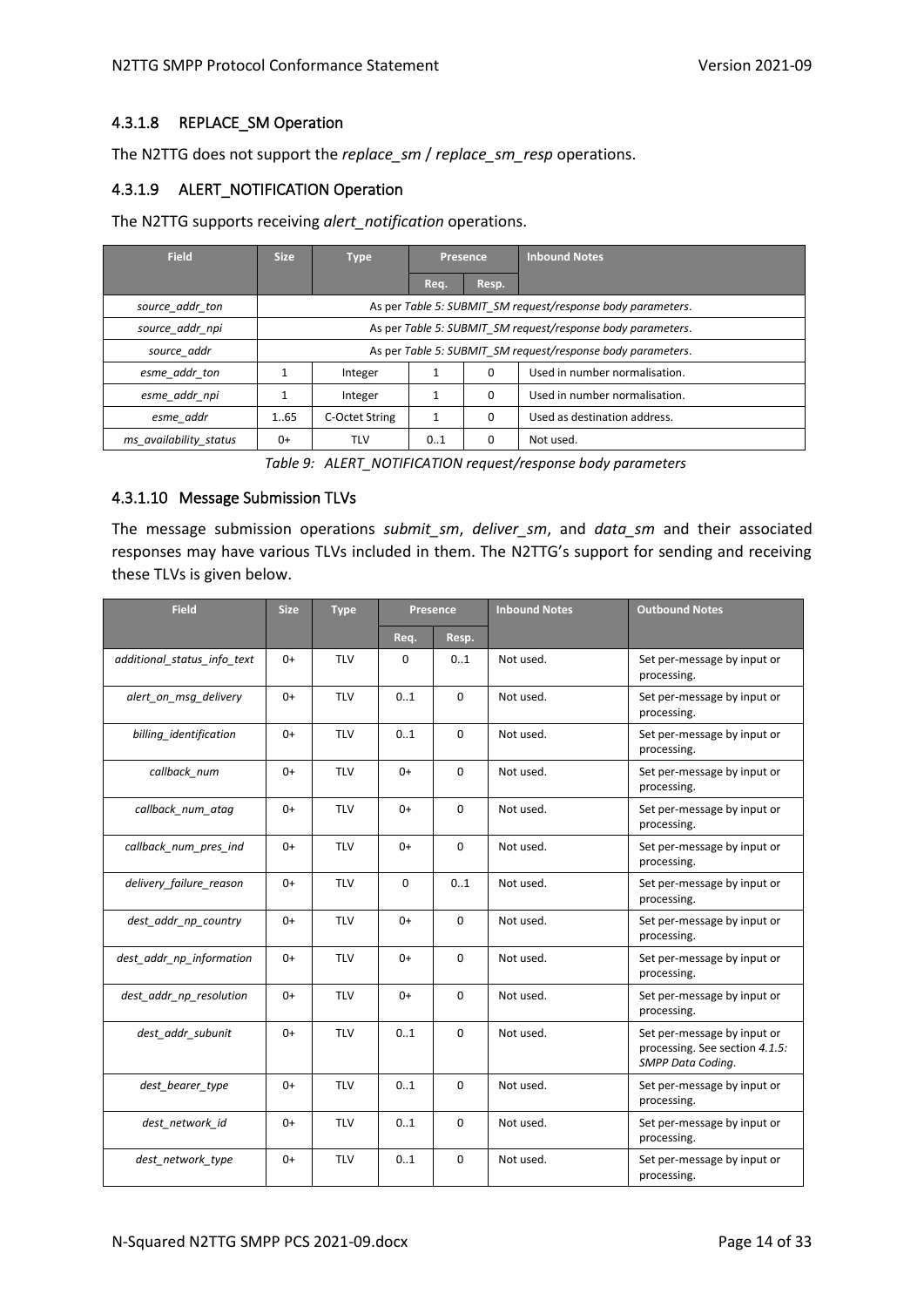#### 4.3.1.8 REPLACE_SM Operation

The N2TTG does not support the *replace_sm* / *replace_sm_resp* operations.

#### 4.3.1.9 ALERT_NOTIFICATION Operation

The N2TTG supports receiving *alert_notification* operations.

| Field | Size | Type | Presence | | Inbound Notes |
|---|---|---|---|---|---|
| | | | Req. | Resp. | |
| *source_addr_ton* | As per *Table 5: SUBMIT_SM request/response body parameters*. | | | | |
| *source_addr_npi* | As per *Table 5: SUBMIT_SM request/response body parameters*. | | | | |
| *source_addr* | As per *Table 5: SUBMIT_SM request/response body parameters*. | | | | |
| *esme_addr_ton* | 1 | Integer | 1 | 0 | Used in number normalisation. |
| *esme_addr_npi* | 1 | Integer | 1 | 0 | Used in number normalisation. |
| *esme_addr* | 1..65 | C-Octet String | 1 | 0 | Used as destination address. |
| *ms_availability_status* | 0+ | TLV | 0..1 | 0 | Not used. |

*Table 9: ALERT_NOTIFICATION request/response body parameters*

#### 4.3.1.10 Message Submission TLVs

The message submission operations *submit_sm*, *deliver_sm*, and *data_sm* and their associated responses may have various TLVs included in them. The N2TTG's support for sending and receiving these TLVs is given below.

| Field | Size | Type | Presence | | Inbound Notes | Outbound Notes |
|---|---|---|---|---|---|---|
| | | | Req. | Resp. | | |
| *additional_status_info_text* | 0+ | TLV | 0 | 0..1 | Not used. | Set per-message by input or processing. |
| *alert_on_msg_delivery* | 0+ | TLV | 0..1 | 0 | Not used. | Set per-message by input or processing. |
| *billing_identification* | 0+ | TLV | 0..1 | 0 | Not used. | Set per-message by input or processing. |
| *callback_num* | 0+ | TLV | 0+ | 0 | Not used. | Set per-message by input or processing. |
| *callback_num_atag* | 0+ | TLV | 0+ | 0 | Not used. | Set per-message by input or processing. |
| *callback_num_pres_ind* | 0+ | TLV | 0+ | 0 | Not used. | Set per-message by input or processing. |
| *delivery_failure_reason* | 0+ | TLV | 0 | 0..1 | Not used. | Set per-message by input or processing. |
| *dest_addr_np_country* | 0+ | TLV | 0+ | 0 | Not used. | Set per-message by input or processing. |
| *dest_addr_np_information* | 0+ | TLV | 0+ | 0 | Not used. | Set per-message by input or processing. |
| *dest_addr_np_resolution* | 0+ | TLV | 0+ | 0 | Not used. | Set per-message by input or processing. |
| *dest_addr_subunit* | 0+ | TLV | 0..1 | 0 | Not used. | Set per-message by input or processing. See section *4.1.5: SMPP Data Coding*. |
| *dest_bearer_type* | 0+ | TLV | 0..1 | 0 | Not used. | Set per-message by input or processing. |
| *dest_network_id* | 0+ | TLV | 0..1 | 0 | Not used. | Set per-message by input or processing. |
| *dest_network_type* | 0+ | TLV | 0..1 | 0 | Not used. | Set per-message by input or processing. |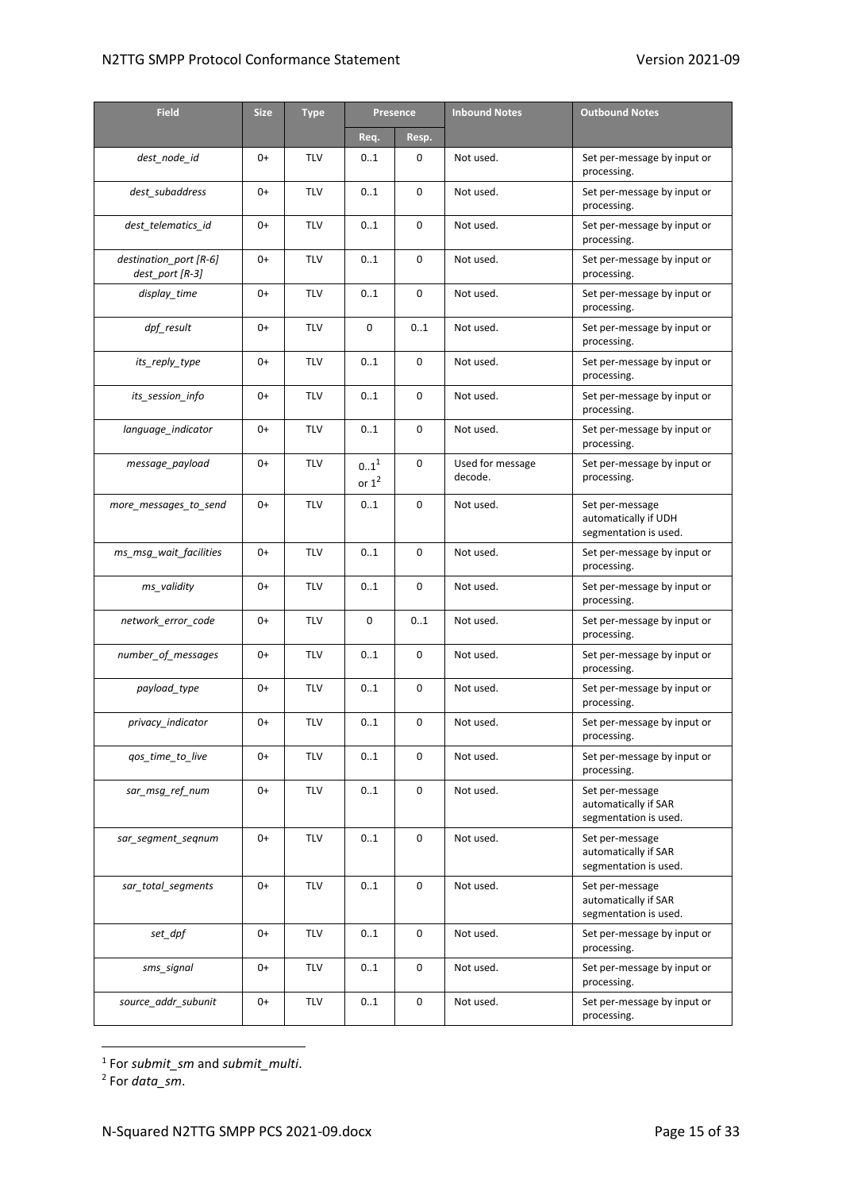| Field | Size | Type | Presence | | Inbound Notes | Outbound Notes |
|---|---|---|---|---|---|---|
| | | | Req. | Resp. | | |
| *dest_node_id* | 0+ | TLV | 0..1 | 0 | Not used. | Set per-message by input or processing. |
| *dest_subaddress* | 0+ | TLV | 0..1 | 0 | Not used. | Set per-message by input or processing. |
| *dest_telematics_id* | 0+ | TLV | 0..1 | 0 | Not used. | Set per-message by input or processing. |
| *destination_port [R-6]* *dest_port [R-3]* | 0+ | TLV | 0..1 | 0 | Not used. | Set per-message by input or processing. |
| *display_time* | 0+ | TLV | 0..1 | 0 | Not used. | Set per-message by input or processing. |
| *dpf_result* | 0+ | TLV | 0 | 0..1 | Not used. | Set per-message by input or processing. |
| *its_reply_type* | 0+ | TLV | 0..1 | 0 | Not used. | Set per-message by input or processing. |
| *its_session_info* | 0+ | TLV | 0..1 | 0 | Not used. | Set per-message by input or processing. |
| *language_indicator* | 0+ | TLV | 0..1 | 0 | Not used. | Set per-message by input or processing. |
| *message_payload* | 0+ | TLV | 0..1[1] or 1[2] | 0 | Used for message decode. | Set per-message by input or processing. |
| *more_messages_to_send* | 0+ | TLV | 0..1 | 0 | Not used. | Set per-message automatically if UDH segmentation is used. |
| *ms_msg_wait_facilities* | 0+ | TLV | 0..1 | 0 | Not used. | Set per-message by input or processing. |
| *ms_validity* | 0+ | TLV | 0..1 | 0 | Not used. | Set per-message by input or processing. |
| *network_error_code* | 0+ | TLV | 0 | 0..1 | Not used. | Set per-message by input or processing. |
| *number_of_messages* | 0+ | TLV | 0..1 | 0 | Not used. | Set per-message by input or processing. |
| *payload_type* | 0+ | TLV | 0..1 | 0 | Not used. | Set per-message by input or processing. |
| *privacy_indicator* | 0+ | TLV | 0..1 | 0 | Not used. | Set per-message by input or processing. |
| *qos_time_to_live* | 0+ | TLV | 0..1 | 0 | Not used. | Set per-message by input or processing. |
| *sar_msg_ref_num* | 0+ | TLV | 0..1 | 0 | Not used. | Set per-message automatically if SAR segmentation is used. |
| *sar_segment_seqnum* | 0+ | TLV | 0..1 | 0 | Not used. | Set per-message automatically if SAR segmentation is used. |
| *sar_total_segments* | 0+ | TLV | 0..1 | 0 | Not used. | Set per-message automatically if SAR segmentation is used. |
| *set_dpf* | 0+ | TLV | 0..1 | 0 | Not used. | Set per-message by input or processing. |
| *sms_signal* | 0+ | TLV | 0..1 | 0 | Not used. | Set per-message by input or processing. |
| *source_addr_subunit* | 0+ | TLV | 0..1 | 0 | Not used. | Set per-message by input or processing. |

[1] For *submit_sm* and *submit_multi*.

[2] For *data_sm*.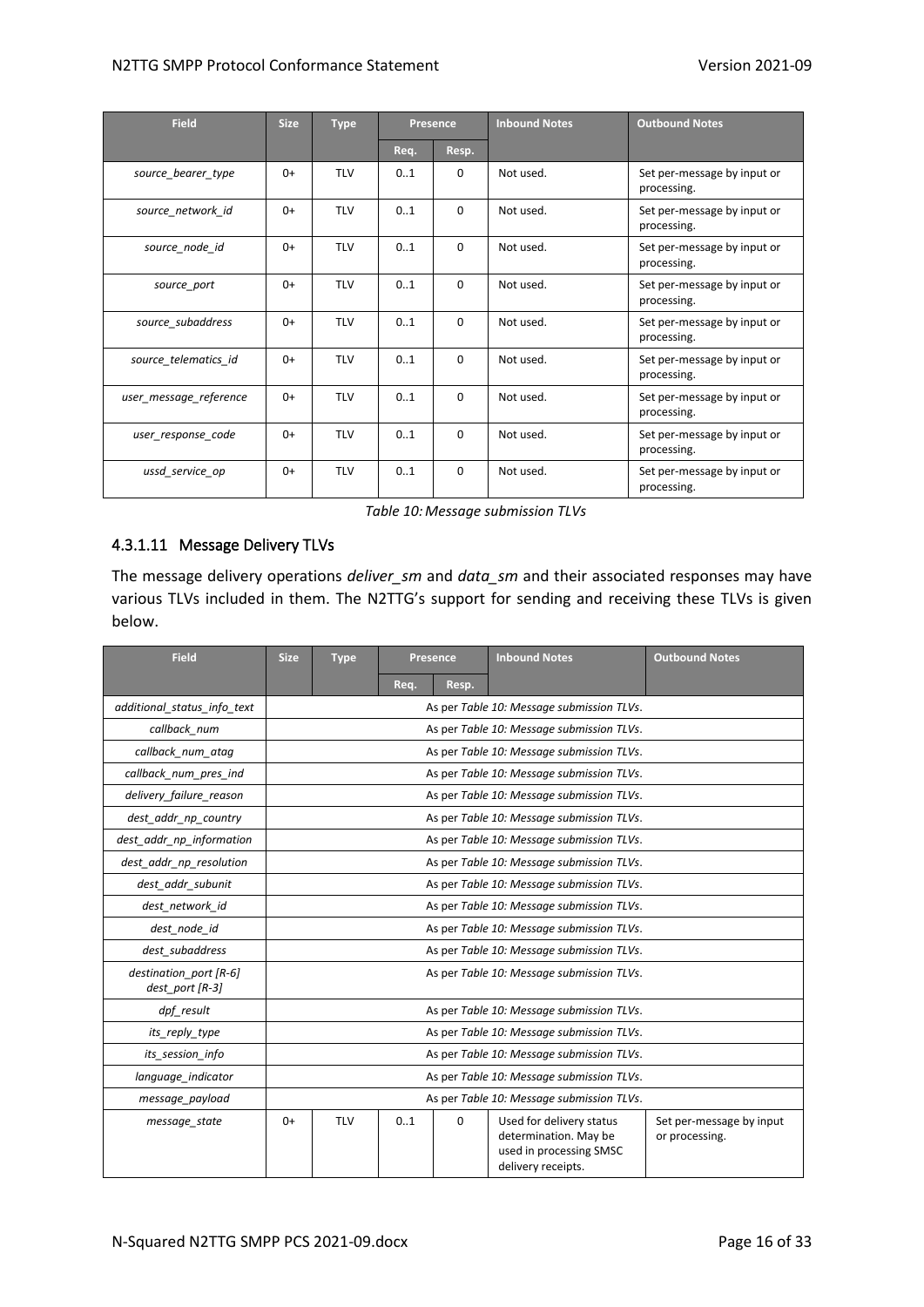| Field | Size | Type | Presence | | Inbound Notes | Outbound Notes |
|---|---|---|---|---|---|---|
| | | | Req. | Resp. | | |
| *source_bearer_type* | 0+ | TLV | 0..1 | 0 | Not used. | Set per-message by input or processing. |
| *source_network_id* | 0+ | TLV | 0..1 | 0 | Not used. | Set per-message by input or processing. |
| *source_node_id* | 0+ | TLV | 0..1 | 0 | Not used. | Set per-message by input or processing. |
| *source_port* | 0+ | TLV | 0..1 | 0 | Not used. | Set per-message by input or processing. |
| *source_subaddress* | 0+ | TLV | 0..1 | 0 | Not used. | Set per-message by input or processing. |
| *source_telematics_id* | 0+ | TLV | 0..1 | 0 | Not used. | Set per-message by input or processing. |
| *user_message_reference* | 0+ | TLV | 0..1 | 0 | Not used. | Set per-message by input or processing. |
| *user_response_code* | 0+ | TLV | 0..1 | 0 | Not used. | Set per-message by input or processing. |
| *ussd_service_op* | 0+ | TLV | 0..1 | 0 | Not used. | Set per-message by input or processing. |

*Table 10: Message submission TLVs*

#### 4.3.1.11 Message Delivery TLVs

The message delivery operations *deliver_sm* and *data_sm* and their associated responses may have various TLVs included in them. The N2TTG's support for sending and receiving these TLVs is given below.

| Field | Size | Type | Presence | | Inbound Notes | Outbound Notes |
|---|---|---|---|---|---|---|
| | | | Req. | Resp. | | |
| *additional_status_info_text* | As per *Table 10: Message submission TLVs*. | | | | | |
| *callback_num* | As per *Table 10: Message submission TLVs*. | | | | | |
| *callback_num_atag* | As per *Table 10: Message submission TLVs*. | | | | | |
| *callback_num_pres_ind* | As per *Table 10: Message submission TLVs*. | | | | | |
| *delivery_failure_reason* | As per *Table 10: Message submission TLVs*. | | | | | |
| *dest_addr_np_country* | As per *Table 10: Message submission TLVs*. | | | | | |
| *dest_addr_np_information* | As per *Table 10: Message submission TLVs*. | | | | | |
| *dest_addr_np_resolution* | As per *Table 10: Message submission TLVs*. | | | | | |
| *dest_addr_subunit* | As per *Table 10: Message submission TLVs*. | | | | | |
| *dest_network_id* | As per *Table 10: Message submission TLVs*. | | | | | |
| *dest_node_id* | As per *Table 10: Message submission TLVs*. | | | | | |
| *dest_subaddress* | As per *Table 10: Message submission TLVs*. | | | | | |
| *destination_port [R-6]* *dest_port [R-3]* | As per *Table 10: Message submission TLVs*. | | | | | |
| *dpf_result* | As per *Table 10: Message submission TLVs*. | | | | | |
| *its_reply_type* | As per *Table 10: Message submission TLVs*. | | | | | |
| *its_session_info* | As per *Table 10: Message submission TLVs*. | | | | | |
| *language_indicator* | As per *Table 10: Message submission TLVs*. | | | | | |
| *message_payload* | As per *Table 10: Message submission TLVs*. | | | | | |
| *message_state* | 0+ | TLV | 0..1 | 0 | Used for delivery status determination. May be used in processing SMSC delivery receipts. | Set per-message by input or processing. |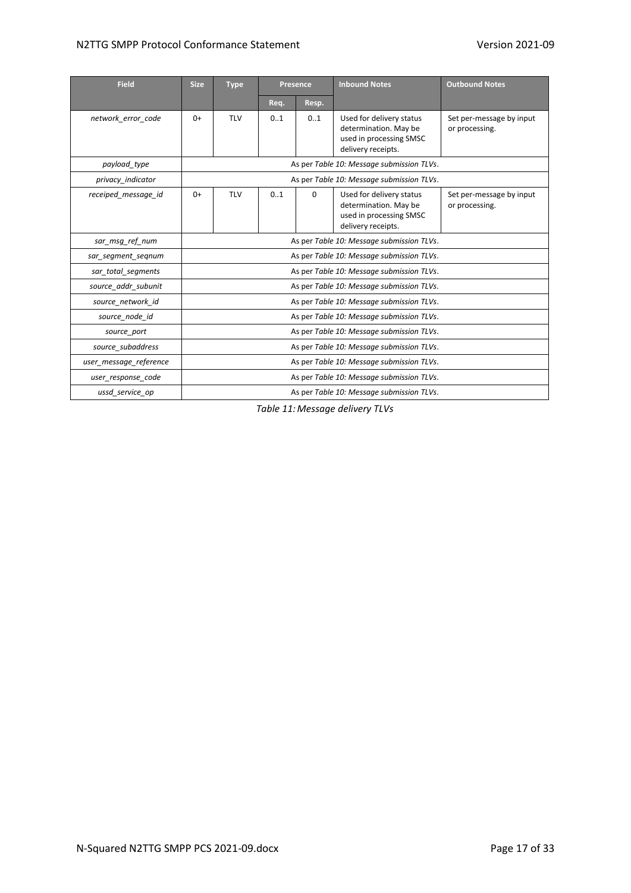| Field | Size | Type | Presence | | Inbound Notes | Outbound Notes |
|---|---|---|---|---|---|---|
| | | | Req. | Resp. | | |
| *network_error_code* | 0+ | TLV | 0..1 | 0..1 | Used for delivery status determination. May be used in processing SMSC delivery receipts. | Set per-message by input or processing. |
| *payload_type* | As per *Table 10: Message submission TLVs*. | | | | | |
| *privacy_indicator* | As per *Table 10: Message submission TLVs*. | | | | | |
| *receiped_message_id* | 0+ | TLV | 0..1 | 0 | Used for delivery status determination. May be used in processing SMSC delivery receipts. | Set per-message by input or processing. |
| *sar_msg_ref_num* | As per *Table 10: Message submission TLVs*. | | | | | |
| *sar_segment_seqnum* | As per *Table 10: Message submission TLVs*. | | | | | |
| *sar_total_segments* | As per *Table 10: Message submission TLVs*. | | | | | |
| *source_addr_subunit* | As per *Table 10: Message submission TLVs*. | | | | | |
| *source_network_id* | As per *Table 10: Message submission TLVs*. | | | | | |
| *source_node_id* | As per *Table 10: Message submission TLVs*. | | | | | |
| *source_port* | As per *Table 10: Message submission TLVs*. | | | | | |
| *source_subaddress* | As per *Table 10: Message submission TLVs*. | | | | | |
| *user_message_reference* | As per *Table 10: Message submission TLVs*. | | | | | |
| *user_response_code* | As per *Table 10: Message submission TLVs*. | | | | | |
| *ussd_service_op* | As per *Table 10: Message submission TLVs*. | | | | | |

*Table 11: Message delivery TLVs*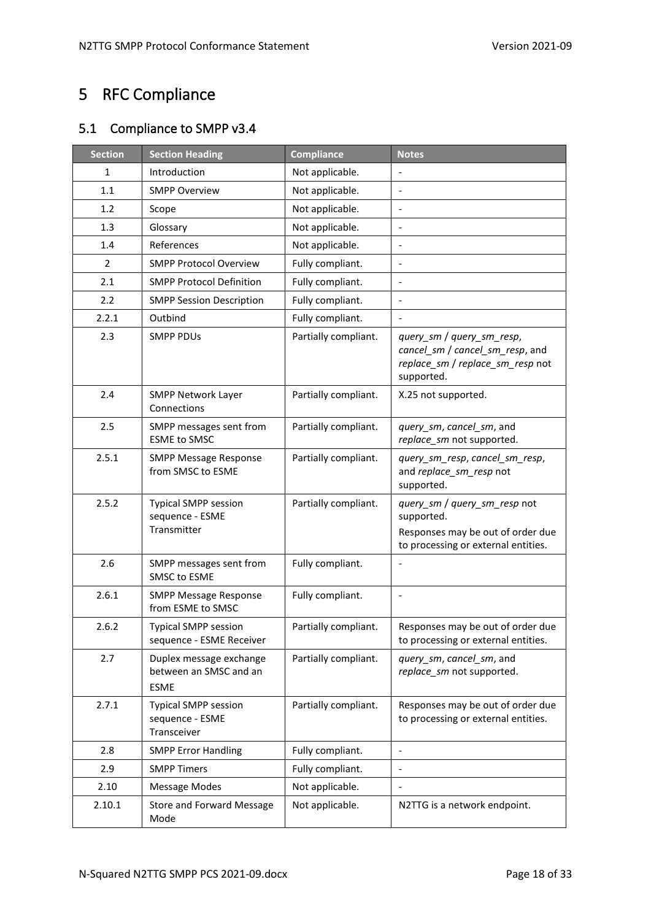# 5 RFC Compliance

## 5.1 Compliance to SMPP v3.4

| Section | Section Heading | Compliance | Notes |
|---|---|---|---|
| 1 | Introduction | Not applicable. | - |
| 1.1 | SMPP Overview | Not applicable. | - |
| 1.2 | Scope | Not applicable. | - |
| 1.3 | Glossary | Not applicable. | - |
| 1.4 | References | Not applicable. | - |
| 2 | SMPP Protocol Overview | Fully compliant. | - |
| 2.1 | SMPP Protocol Definition | Fully compliant. | - |
| 2.2 | SMPP Session Description | Fully compliant. | - |
| 2.2.1 | Outbind | Fully compliant. | - |
| 2.3 | SMPP PDUs | Partially compliant. | *query_sm* / *query_sm_resp*, *cancel_sm* / *cancel_sm_resp*, and *replace_sm* / *replace_sm_resp* not supported. |
| 2.4 | SMPP Network Layer Connections | Partially compliant. | X.25 not supported. |
| 2.5 | SMPP messages sent from ESME to SMSC | Partially compliant. | *query_sm*, *cancel_sm*, and *replace_sm* not supported. |
| 2.5.1 | SMPP Message Response from SMSC to ESME | Partially compliant. | *query_sm_resp*, *cancel_sm_resp*, and *replace_sm_resp* not supported. |
| 2.5.2 | Typical SMPP session sequence - ESME Transmitter | Partially compliant. | *query_sm* / *query_sm_resp* not supported. Responses may be out of order due to processing or external entities. |
| 2.6 | SMPP messages sent from SMSC to ESME | Fully compliant. | - |
| 2.6.1 | SMPP Message Response from ESME to SMSC | Fully compliant. | - |
| 2.6.2 | Typical SMPP session sequence - ESME Receiver | Partially compliant. | Responses may be out of order due to processing or external entities. |
| 2.7 | Duplex message exchange between an SMSC and an ESME | Partially compliant. | *query_sm*, *cancel_sm*, and *replace_sm* not supported. |
| 2.7.1 | Typical SMPP session sequence - ESME Transceiver | Partially compliant. | Responses may be out of order due to processing or external entities. |
| 2.8 | SMPP Error Handling | Fully compliant. | - |
| 2.9 | SMPP Timers | Fully compliant. | - |
| 2.10 | Message Modes | Not applicable. | - |
| 2.10.1 | Store and Forward Message Mode | Not applicable. | N2TTG is a network endpoint. |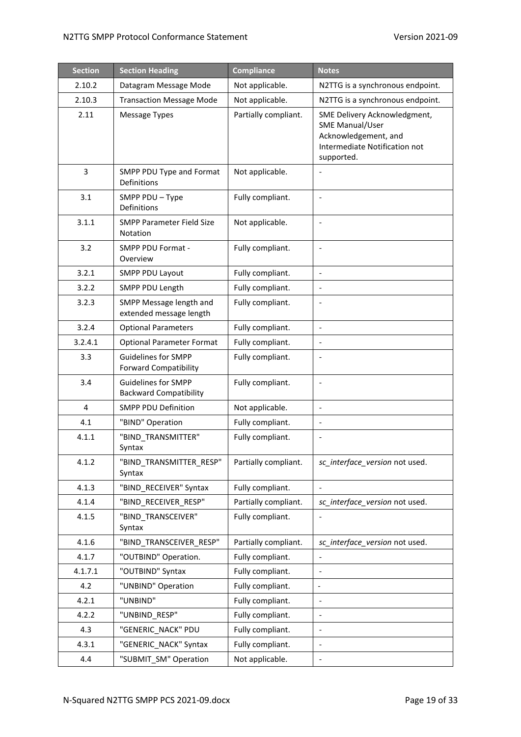| Section | Section Heading | Compliance | Notes |
| --- | --- | --- | --- |
| 2.10.2 | Datagram Message Mode | Not applicable. | N2TTG is a synchronous endpoint. |
| 2.10.3 | Transaction Message Mode | Not applicable. | N2TTG is a synchronous endpoint. |
| 2.11 | Message Types | Partially compliant. | SME Delivery Acknowledgment, SME Manual/User Acknowledgement, and Intermediate Notification not supported. |
| 3 | SMPP PDU Type and Format Definitions | Not applicable. | - |
| 3.1 | SMPP PDU – Type Definitions | Fully compliant. | - |
| 3.1.1 | SMPP Parameter Field Size Notation | Not applicable. | - |
| 3.2 | SMPP PDU Format - Overview | Fully compliant. | - |
| 3.2.1 | SMPP PDU Layout | Fully compliant. | - |
| 3.2.2 | SMPP PDU Length | Fully compliant. | - |
| 3.2.3 | SMPP Message length and extended message length | Fully compliant. | - |
| 3.2.4 | Optional Parameters | Fully compliant. | - |
| 3.2.4.1 | Optional Parameter Format | Fully compliant. | - |
| 3.3 | Guidelines for SMPP Forward Compatibility | Fully compliant. | - |
| 3.4 | Guidelines for SMPP Backward Compatibility | Fully compliant. | - |
| 4 | SMPP PDU Definition | Not applicable. | - |
| 4.1 | "BIND" Operation | Fully compliant. | - |
| 4.1.1 | "BIND_TRANSMITTER" Syntax | Fully compliant. | - |
| 4.1.2 | "BIND_TRANSMITTER_RESP" Syntax | Partially compliant. | *sc_interface_version* not used. |
| 4.1.3 | "BIND_RECEIVER" Syntax | Fully compliant. | - |
| 4.1.4 | "BIND_RECEIVER_RESP" | Partially compliant. | *sc_interface_version* not used. |
| 4.1.5 | "BIND_TRANSCEIVER" Syntax | Fully compliant. | - |
| 4.1.6 | "BIND_TRANSCEIVER_RESP" | Partially compliant. | *sc_interface_version* not used. |
| 4.1.7 | "OUTBIND" Operation. | Fully compliant. | - |
| 4.1.7.1 | "OUTBIND" Syntax | Fully compliant. | - |
| 4.2 | "UNBIND" Operation | Fully compliant. | - |
| 4.2.1 | "UNBIND" | Fully compliant. | - |
| 4.2.2 | "UNBIND_RESP" | Fully compliant. | - |
| 4.3 | "GENERIC_NACK" PDU | Fully compliant. | - |
| 4.3.1 | "GENERIC_NACK" Syntax | Fully compliant. | - |
| 4.4 | "SUBMIT_SM" Operation | Not applicable. | - |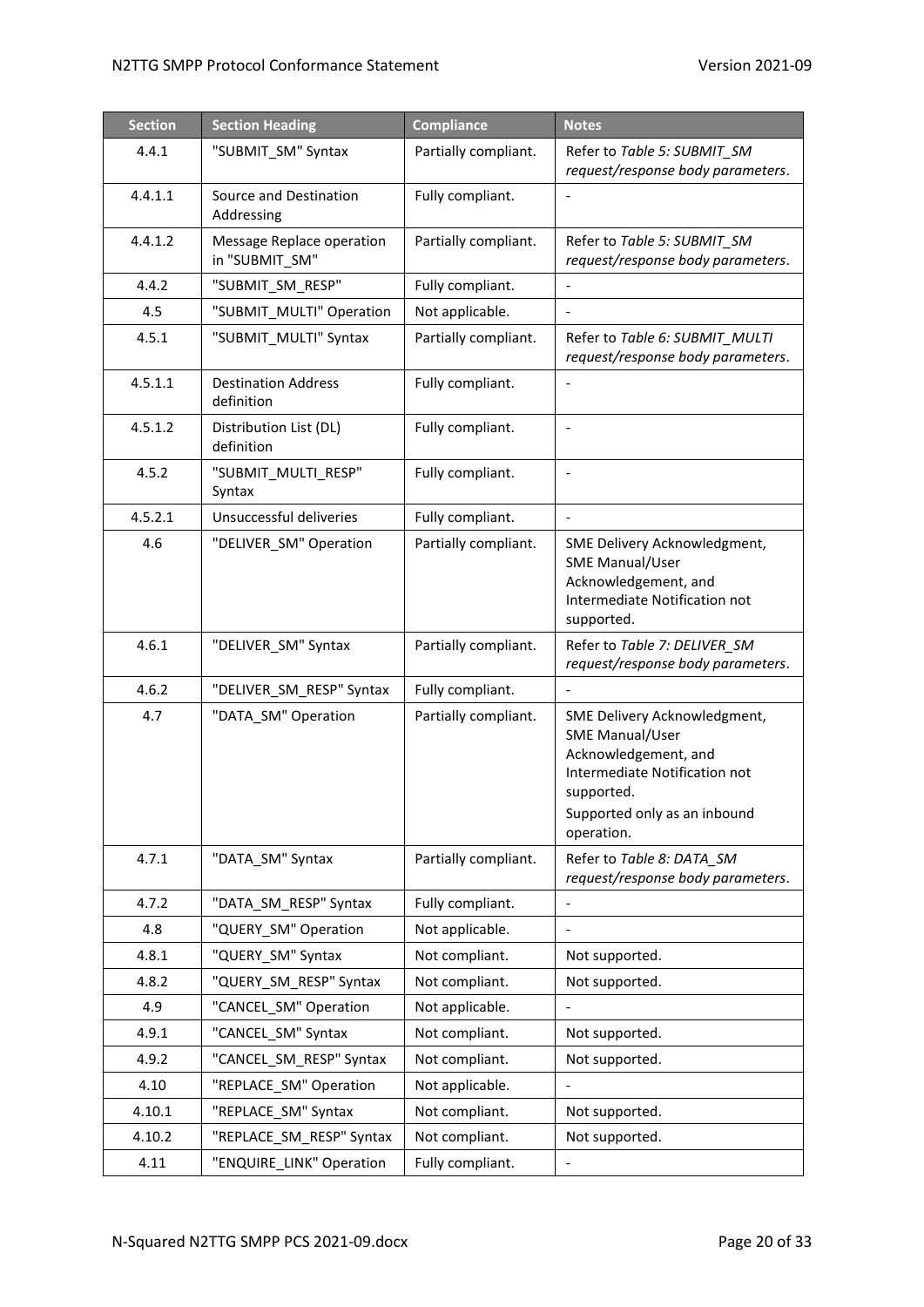| Section | Section Heading | Compliance | Notes |
|---|---|---|---|
| 4.4.1 | "SUBMIT_SM" Syntax | Partially compliant. | Refer to *Table 5: SUBMIT_SM request/response body parameters*. |
| 4.4.1.1 | Source and Destination Addressing | Fully compliant. | - |
| 4.4.1.2 | Message Replace operation in "SUBMIT_SM" | Partially compliant. | Refer to *Table 5: SUBMIT_SM request/response body parameters*. |
| 4.4.2 | "SUBMIT_SM_RESP" | Fully compliant. | - |
| 4.5 | "SUBMIT_MULTI" Operation | Not applicable. | - |
| 4.5.1 | "SUBMIT_MULTI" Syntax | Partially compliant. | Refer to *Table 6: SUBMIT_MULTI request/response body parameters*. |
| 4.5.1.1 | Destination Address definition | Fully compliant. | - |
| 4.5.1.2 | Distribution List (DL) definition | Fully compliant. | - |
| 4.5.2 | "SUBMIT_MULTI_RESP" Syntax | Fully compliant. | - |
| 4.5.2.1 | Unsuccessful deliveries | Fully compliant. | - |
| 4.6 | "DELIVER_SM" Operation | Partially compliant. | SME Delivery Acknowledgment, SME Manual/User Acknowledgement, and Intermediate Notification not supported. |
| 4.6.1 | "DELIVER_SM" Syntax | Partially compliant. | Refer to *Table 7: DELIVER_SM request/response body parameters*. |
| 4.6.2 | "DELIVER_SM_RESP" Syntax | Fully compliant. | - |
| 4.7 | "DATA_SM" Operation | Partially compliant. | SME Delivery Acknowledgment, SME Manual/User Acknowledgement, and Intermediate Notification not supported.<br>Supported only as an inbound operation. |
| 4.7.1 | "DATA_SM" Syntax | Partially compliant. | Refer to *Table 8: DATA_SM request/response body parameters*. |
| 4.7.2 | "DATA_SM_RESP" Syntax | Fully compliant. | - |
| 4.8 | "QUERY_SM" Operation | Not applicable. | - |
| 4.8.1 | "QUERY_SM" Syntax | Not compliant. | Not supported. |
| 4.8.2 | "QUERY_SM_RESP" Syntax | Not compliant. | Not supported. |
| 4.9 | "CANCEL_SM" Operation | Not applicable. | - |
| 4.9.1 | "CANCEL_SM" Syntax | Not compliant. | Not supported. |
| 4.9.2 | "CANCEL_SM_RESP" Syntax | Not compliant. | Not supported. |
| 4.10 | "REPLACE_SM" Operation | Not applicable. | - |
| 4.10.1 | "REPLACE_SM" Syntax | Not compliant. | Not supported. |
| 4.10.2 | "REPLACE_SM_RESP" Syntax | Not compliant. | Not supported. |
| 4.11 | "ENQUIRE_LINK" Operation | Fully compliant. | - |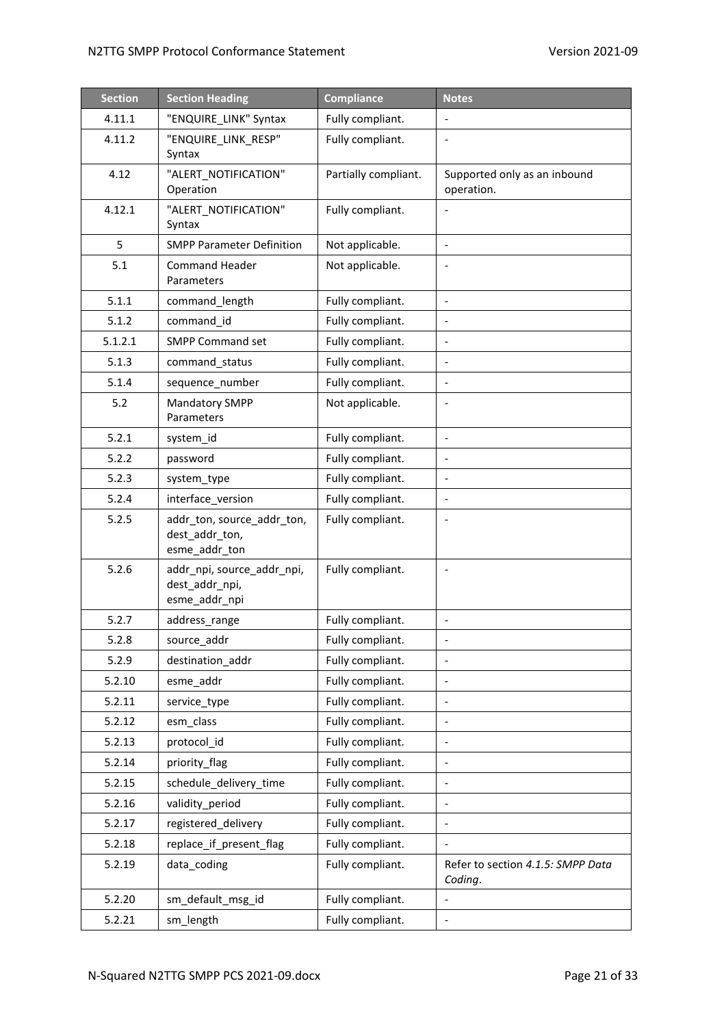| Section | Section Heading | Compliance | Notes |
|---|---|---|---|
| 4.11.1 | "ENQUIRE_LINK" Syntax | Fully compliant. | - |
| 4.11.2 | "ENQUIRE_LINK_RESP" Syntax | Fully compliant. | - |
| 4.12 | "ALERT_NOTIFICATION" Operation | Partially compliant. | Supported only as an inbound operation. |
| 4.12.1 | "ALERT_NOTIFICATION" Syntax | Fully compliant. | - |
| 5 | SMPP Parameter Definition | Not applicable. | - |
| 5.1 | Command Header Parameters | Not applicable. | - |
| 5.1.1 | command_length | Fully compliant. | - |
| 5.1.2 | command_id | Fully compliant. | - |
| 5.1.2.1 | SMPP Command set | Fully compliant. | - |
| 5.1.3 | command_status | Fully compliant. | - |
| 5.1.4 | sequence_number | Fully compliant. | - |
| 5.2 | Mandatory SMPP Parameters | Not applicable. | - |
| 5.2.1 | system_id | Fully compliant. | - |
| 5.2.2 | password | Fully compliant. | - |
| 5.2.3 | system_type | Fully compliant. | - |
| 5.2.4 | interface_version | Fully compliant. | - |
| 5.2.5 | addr_ton, source_addr_ton, dest_addr_ton, esme_addr_ton | Fully compliant. | - |
| 5.2.6 | addr_npi, source_addr_npi, dest_addr_npi, esme_addr_npi | Fully compliant. | - |
| 5.2.7 | address_range | Fully compliant. | - |
| 5.2.8 | source_addr | Fully compliant. | - |
| 5.2.9 | destination_addr | Fully compliant. | - |
| 5.2.10 | esme_addr | Fully compliant. | - |
| 5.2.11 | service_type | Fully compliant. | - |
| 5.2.12 | esm_class | Fully compliant. | - |
| 5.2.13 | protocol_id | Fully compliant. | - |
| 5.2.14 | priority_flag | Fully compliant. | - |
| 5.2.15 | schedule_delivery_time | Fully compliant. | - |
| 5.2.16 | validity_period | Fully compliant. | - |
| 5.2.17 | registered_delivery | Fully compliant. | - |
| 5.2.18 | replace_if_present_flag | Fully compliant. | - |
| 5.2.19 | data_coding | Fully compliant. | Refer to section *4.1.5: SMPP Data Coding*. |
| 5.2.20 | sm_default_msg_id | Fully compliant. | - |
| 5.2.21 | sm_length | Fully compliant. | - |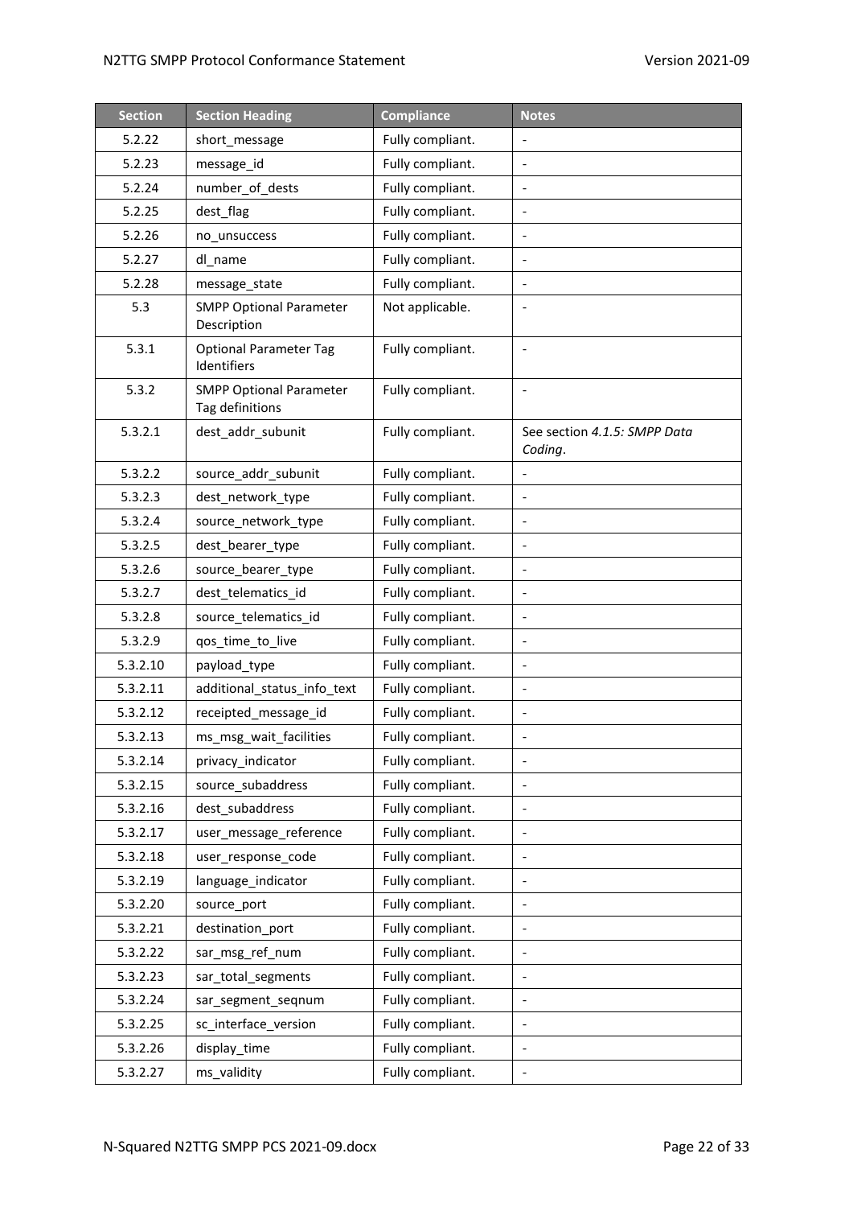| Section | Section Heading | Compliance | Notes |
| --- | --- | --- | --- |
| 5.2.22 | short_message | Fully compliant. | - |
| 5.2.23 | message_id | Fully compliant. | - |
| 5.2.24 | number_of_dests | Fully compliant. | - |
| 5.2.25 | dest_flag | Fully compliant. | - |
| 5.2.26 | no_unsuccess | Fully compliant. | - |
| 5.2.27 | dl_name | Fully compliant. | - |
| 5.2.28 | message_state | Fully compliant. | - |
| 5.3 | SMPP Optional Parameter Description | Not applicable. | - |
| 5.3.1 | Optional Parameter Tag Identifiers | Fully compliant. | - |
| 5.3.2 | SMPP Optional Parameter Tag definitions | Fully compliant. | - |
| 5.3.2.1 | dest_addr_subunit | Fully compliant. | See section *4.1.5: SMPP Data Coding*. |
| 5.3.2.2 | source_addr_subunit | Fully compliant. | - |
| 5.3.2.3 | dest_network_type | Fully compliant. | - |
| 5.3.2.4 | source_network_type | Fully compliant. | - |
| 5.3.2.5 | dest_bearer_type | Fully compliant. | - |
| 5.3.2.6 | source_bearer_type | Fully compliant. | - |
| 5.3.2.7 | dest_telematics_id | Fully compliant. | - |
| 5.3.2.8 | source_telematics_id | Fully compliant. | - |
| 5.3.2.9 | qos_time_to_live | Fully compliant. | - |
| 5.3.2.10 | payload_type | Fully compliant. | - |
| 5.3.2.11 | additional_status_info_text | Fully compliant. | - |
| 5.3.2.12 | receipted_message_id | Fully compliant. | - |
| 5.3.2.13 | ms_msg_wait_facilities | Fully compliant. | - |
| 5.3.2.14 | privacy_indicator | Fully compliant. | - |
| 5.3.2.15 | source_subaddress | Fully compliant. | - |
| 5.3.2.16 | dest_subaddress | Fully compliant. | - |
| 5.3.2.17 | user_message_reference | Fully compliant. | - |
| 5.3.2.18 | user_response_code | Fully compliant. | - |
| 5.3.2.19 | language_indicator | Fully compliant. | - |
| 5.3.2.20 | source_port | Fully compliant. | - |
| 5.3.2.21 | destination_port | Fully compliant. | - |
| 5.3.2.22 | sar_msg_ref_num | Fully compliant. | - |
| 5.3.2.23 | sar_total_segments | Fully compliant. | - |
| 5.3.2.24 | sar_segment_seqnum | Fully compliant. | - |
| 5.3.2.25 | sc_interface_version | Fully compliant. | - |
| 5.3.2.26 | display_time | Fully compliant. | - |
| 5.3.2.27 | ms_validity | Fully compliant. | - |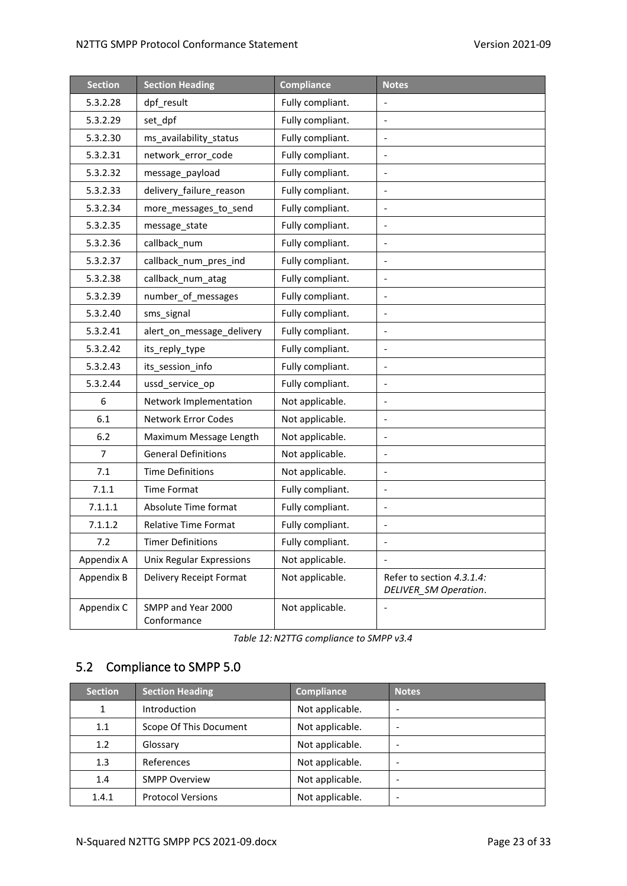| Section | Section Heading | Compliance | Notes |
|---|---|---|---|
| 5.3.2.28 | dpf_result | Fully compliant. | - |
| 5.3.2.29 | set_dpf | Fully compliant. | - |
| 5.3.2.30 | ms_availability_status | Fully compliant. | - |
| 5.3.2.31 | network_error_code | Fully compliant. | - |
| 5.3.2.32 | message_payload | Fully compliant. | - |
| 5.3.2.33 | delivery_failure_reason | Fully compliant. | - |
| 5.3.2.34 | more_messages_to_send | Fully compliant. | - |
| 5.3.2.35 | message_state | Fully compliant. | - |
| 5.3.2.36 | callback_num | Fully compliant. | - |
| 5.3.2.37 | callback_num_pres_ind | Fully compliant. | - |
| 5.3.2.38 | callback_num_atag | Fully compliant. | - |
| 5.3.2.39 | number_of_messages | Fully compliant. | - |
| 5.3.2.40 | sms_signal | Fully compliant. | - |
| 5.3.2.41 | alert_on_message_delivery | Fully compliant. | - |
| 5.3.2.42 | its_reply_type | Fully compliant. | - |
| 5.3.2.43 | its_session_info | Fully compliant. | - |
| 5.3.2.44 | ussd_service_op | Fully compliant. | - |
| 6 | Network Implementation | Not applicable. | - |
| 6.1 | Network Error Codes | Not applicable. | - |
| 6.2 | Maximum Message Length | Not applicable. | - |
| 7 | General Definitions | Not applicable. | - |
| 7.1 | Time Definitions | Not applicable. | - |
| 7.1.1 | Time Format | Fully compliant. | - |
| 7.1.1.1 | Absolute Time format | Fully compliant. | - |
| 7.1.1.2 | Relative Time Format | Fully compliant. | - |
| 7.2 | Timer Definitions | Fully compliant. | - |
| Appendix A | Unix Regular Expressions | Not applicable. | - |
| Appendix B | Delivery Receipt Format | Not applicable. | Refer to section *4.3.1.4: DELIVER_SM Operation*. |
| Appendix C | SMPP and Year 2000 Conformance | Not applicable. | - |

*Table 12: N2TTG compliance to SMPP v3.4*

## 5.2 Compliance to SMPP 5.0

| Section | Section Heading | Compliance | Notes |
|---|---|---|---|
| 1 | Introduction | Not applicable. | - |
| 1.1 | Scope Of This Document | Not applicable. | - |
| 1.2 | Glossary | Not applicable. | - |
| 1.3 | References | Not applicable. | - |
| 1.4 | SMPP Overview | Not applicable. | - |
| 1.4.1 | Protocol Versions | Not applicable. | - |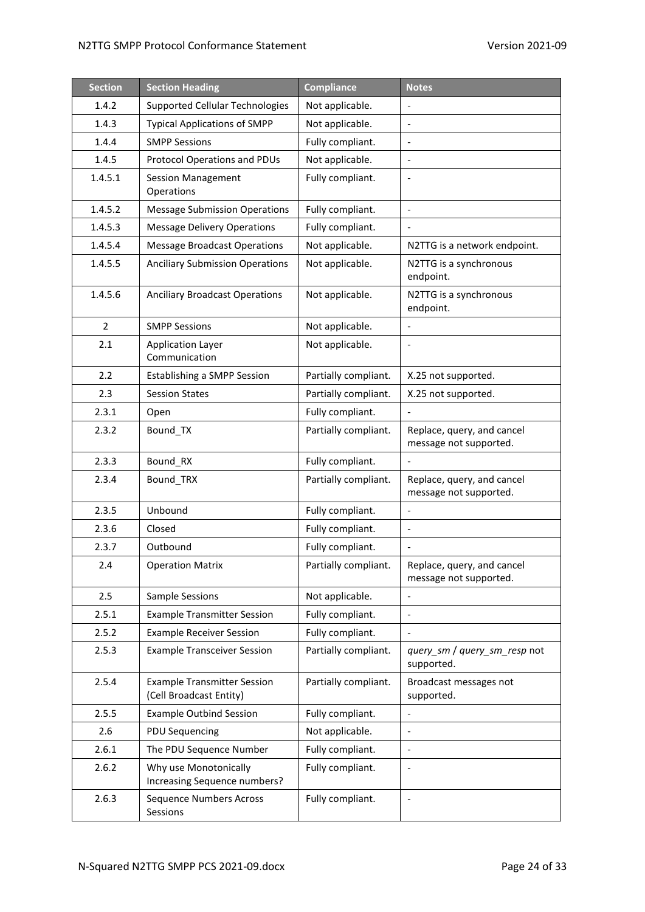| Section | Section Heading | Compliance | Notes |
|---|---|---|---|
| 1.4.2 | Supported Cellular Technologies | Not applicable. | - |
| 1.4.3 | Typical Applications of SMPP | Not applicable. | - |
| 1.4.4 | SMPP Sessions | Fully compliant. | - |
| 1.4.5 | Protocol Operations and PDUs | Not applicable. | - |
| 1.4.5.1 | Session Management Operations | Fully compliant. | - |
| 1.4.5.2 | Message Submission Operations | Fully compliant. | - |
| 1.4.5.3 | Message Delivery Operations | Fully compliant. | - |
| 1.4.5.4 | Message Broadcast Operations | Not applicable. | N2TTG is a network endpoint. |
| 1.4.5.5 | Anciliary Submission Operations | Not applicable. | N2TTG is a synchronous endpoint. |
| 1.4.5.6 | Anciliary Broadcast Operations | Not applicable. | N2TTG is a synchronous endpoint. |
| 2 | SMPP Sessions | Not applicable. | - |
| 2.1 | Application Layer Communication | Not applicable. | - |
| 2.2 | Establishing a SMPP Session | Partially compliant. | X.25 not supported. |
| 2.3 | Session States | Partially compliant. | X.25 not supported. |
| 2.3.1 | Open | Fully compliant. | - |
| 2.3.2 | Bound_TX | Partially compliant. | Replace, query, and cancel message not supported. |
| 2.3.3 | Bound_RX | Fully compliant. | - |
| 2.3.4 | Bound_TRX | Partially compliant. | Replace, query, and cancel message not supported. |
| 2.3.5 | Unbound | Fully compliant. | - |
| 2.3.6 | Closed | Fully compliant. | - |
| 2.3.7 | Outbound | Fully compliant. | - |
| 2.4 | Operation Matrix | Partially compliant. | Replace, query, and cancel message not supported. |
| 2.5 | Sample Sessions | Not applicable. | - |
| 2.5.1 | Example Transmitter Session | Fully compliant. | - |
| 2.5.2 | Example Receiver Session | Fully compliant. | - |
| 2.5.3 | Example Transceiver Session | Partially compliant. | *query_sm* / *query_sm_resp* not supported. |
| 2.5.4 | Example Transmitter Session (Cell Broadcast Entity) | Partially compliant. | Broadcast messages not supported. |
| 2.5.5 | Example Outbind Session | Fully compliant. | - |
| 2.6 | PDU Sequencing | Not applicable. | - |
| 2.6.1 | The PDU Sequence Number | Fully compliant. | - |
| 2.6.2 | Why use Monotonically Increasing Sequence numbers? | Fully compliant. | - |
| 2.6.3 | Sequence Numbers Across Sessions | Fully compliant. | - |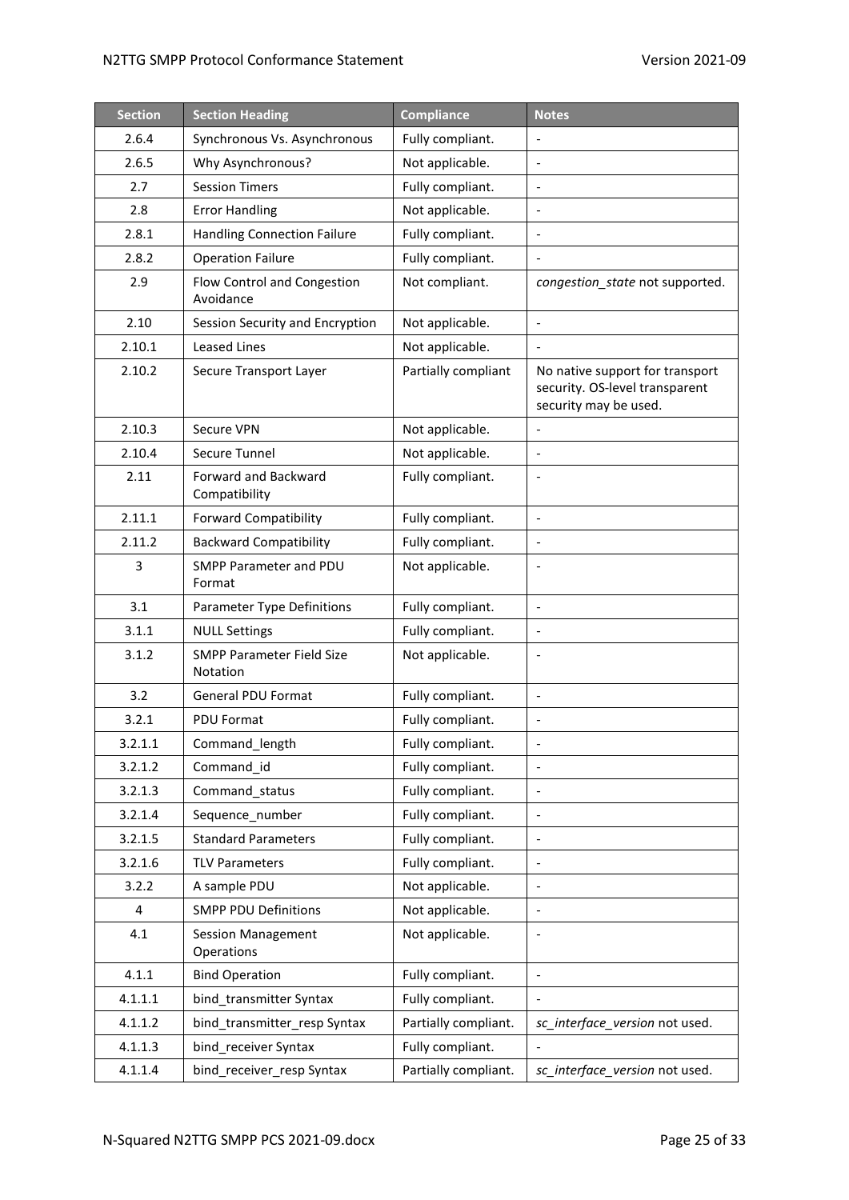| Section | Section Heading | Compliance | Notes |
|---|---|---|---|
| 2.6.4 | Synchronous Vs. Asynchronous | Fully compliant. | - |
| 2.6.5 | Why Asynchronous? | Not applicable. | - |
| 2.7 | Session Timers | Fully compliant. | - |
| 2.8 | Error Handling | Not applicable. | - |
| 2.8.1 | Handling Connection Failure | Fully compliant. | - |
| 2.8.2 | Operation Failure | Fully compliant. | - |
| 2.9 | Flow Control and Congestion Avoidance | Not compliant. | *congestion_state* not supported. |
| 2.10 | Session Security and Encryption | Not applicable. | - |
| 2.10.1 | Leased Lines | Not applicable. | - |
| 2.10.2 | Secure Transport Layer | Partially compliant | No native support for transport security. OS-level transparent security may be used. |
| 2.10.3 | Secure VPN | Not applicable. | - |
| 2.10.4 | Secure Tunnel | Not applicable. | - |
| 2.11 | Forward and Backward Compatibility | Fully compliant. | - |
| 2.11.1 | Forward Compatibility | Fully compliant. | - |
| 2.11.2 | Backward Compatibility | Fully compliant. | - |
| 3 | SMPP Parameter and PDU Format | Not applicable. | - |
| 3.1 | Parameter Type Definitions | Fully compliant. | - |
| 3.1.1 | NULL Settings | Fully compliant. | - |
| 3.1.2 | SMPP Parameter Field Size Notation | Not applicable. | - |
| 3.2 | General PDU Format | Fully compliant. | - |
| 3.2.1 | PDU Format | Fully compliant. | - |
| 3.2.1.1 | Command_length | Fully compliant. | - |
| 3.2.1.2 | Command_id | Fully compliant. | - |
| 3.2.1.3 | Command_status | Fully compliant. | - |
| 3.2.1.4 | Sequence_number | Fully compliant. | - |
| 3.2.1.5 | Standard Parameters | Fully compliant. | - |
| 3.2.1.6 | TLV Parameters | Fully compliant. | - |
| 3.2.2 | A sample PDU | Not applicable. | - |
| 4 | SMPP PDU Definitions | Not applicable. | - |
| 4.1 | Session Management Operations | Not applicable. | - |
| 4.1.1 | Bind Operation | Fully compliant. | - |
| 4.1.1.1 | bind_transmitter Syntax | Fully compliant. | - |
| 4.1.1.2 | bind_transmitter_resp Syntax | Partially compliant. | *sc_interface_version* not used. |
| 4.1.1.3 | bind_receiver Syntax | Fully compliant. | - |
| 4.1.1.4 | bind_receiver_resp Syntax | Partially compliant. | *sc_interface_version* not used. |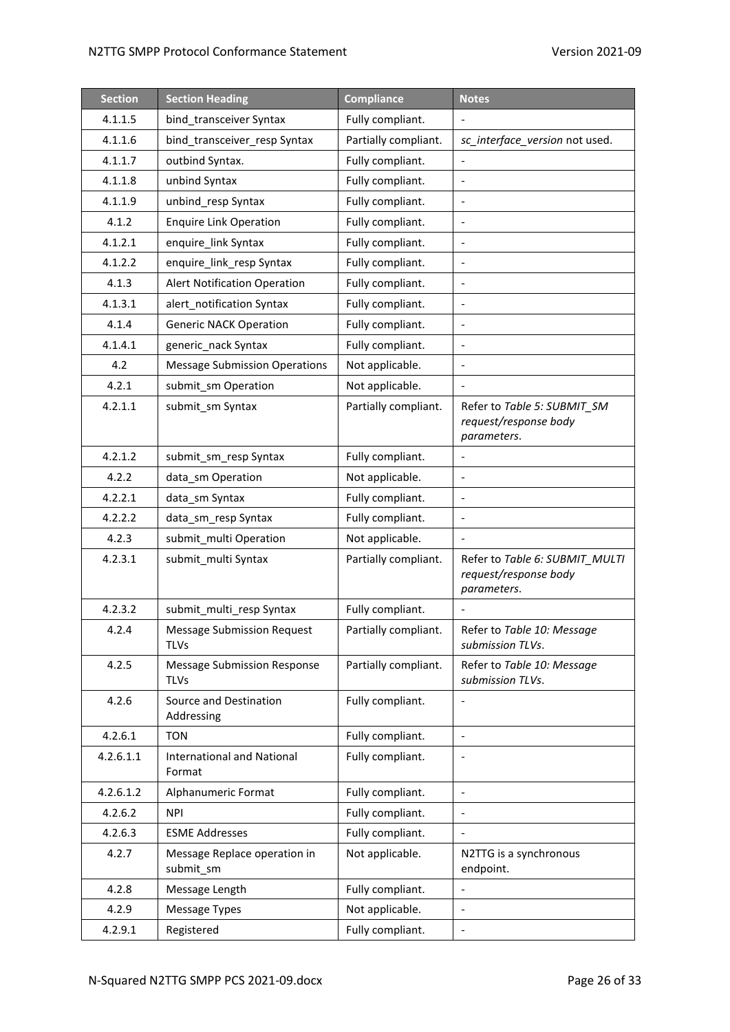| Section | Section Heading | Compliance | Notes |
|---|---|---|---|
| 4.1.1.5 | bind_transceiver Syntax | Fully compliant. | - |
| 4.1.1.6 | bind_transceiver_resp Syntax | Partially compliant. | *sc_interface_version* not used. |
| 4.1.1.7 | outbind Syntax. | Fully compliant. | - |
| 4.1.1.8 | unbind Syntax | Fully compliant. | - |
| 4.1.1.9 | unbind_resp Syntax | Fully compliant. | - |
| 4.1.2 | Enquire Link Operation | Fully compliant. | - |
| 4.1.2.1 | enquire_link Syntax | Fully compliant. | - |
| 4.1.2.2 | enquire_link_resp Syntax | Fully compliant. | - |
| 4.1.3 | Alert Notification Operation | Fully compliant. | - |
| 4.1.3.1 | alert_notification Syntax | Fully compliant. | - |
| 4.1.4 | Generic NACK Operation | Fully compliant. | - |
| 4.1.4.1 | generic_nack Syntax | Fully compliant. | - |
| 4.2 | Message Submission Operations | Not applicable. | - |
| 4.2.1 | submit_sm Operation | Not applicable. | - |
| 4.2.1.1 | submit_sm Syntax | Partially compliant. | Refer to *Table 5: SUBMIT_SM request/response body parameters*. |
| 4.2.1.2 | submit_sm_resp Syntax | Fully compliant. | - |
| 4.2.2 | data_sm Operation | Not applicable. | - |
| 4.2.2.1 | data_sm Syntax | Fully compliant. | - |
| 4.2.2.2 | data_sm_resp Syntax | Fully compliant. | - |
| 4.2.3 | submit_multi Operation | Not applicable. | - |
| 4.2.3.1 | submit_multi Syntax | Partially compliant. | Refer to *Table 6: SUBMIT_MULTI request/response body parameters*. |
| 4.2.3.2 | submit_multi_resp Syntax | Fully compliant. | - |
| 4.2.4 | Message Submission Request TLVs | Partially compliant. | Refer to *Table 10: Message submission TLVs*. |
| 4.2.5 | Message Submission Response TLVs | Partially compliant. | Refer to *Table 10: Message submission TLVs*. |
| 4.2.6 | Source and Destination Addressing | Fully compliant. | - |
| 4.2.6.1 | TON | Fully compliant. | - |
| 4.2.6.1.1 | International and National Format | Fully compliant. | - |
| 4.2.6.1.2 | Alphanumeric Format | Fully compliant. | - |
| 4.2.6.2 | NPI | Fully compliant. | - |
| 4.2.6.3 | ESME Addresses | Fully compliant. | - |
| 4.2.7 | Message Replace operation in submit_sm | Not applicable. | N2TTG is a synchronous endpoint. |
| 4.2.8 | Message Length | Fully compliant. | - |
| 4.2.9 | Message Types | Not applicable. | - |
| 4.2.9.1 | Registered | Fully compliant. | - |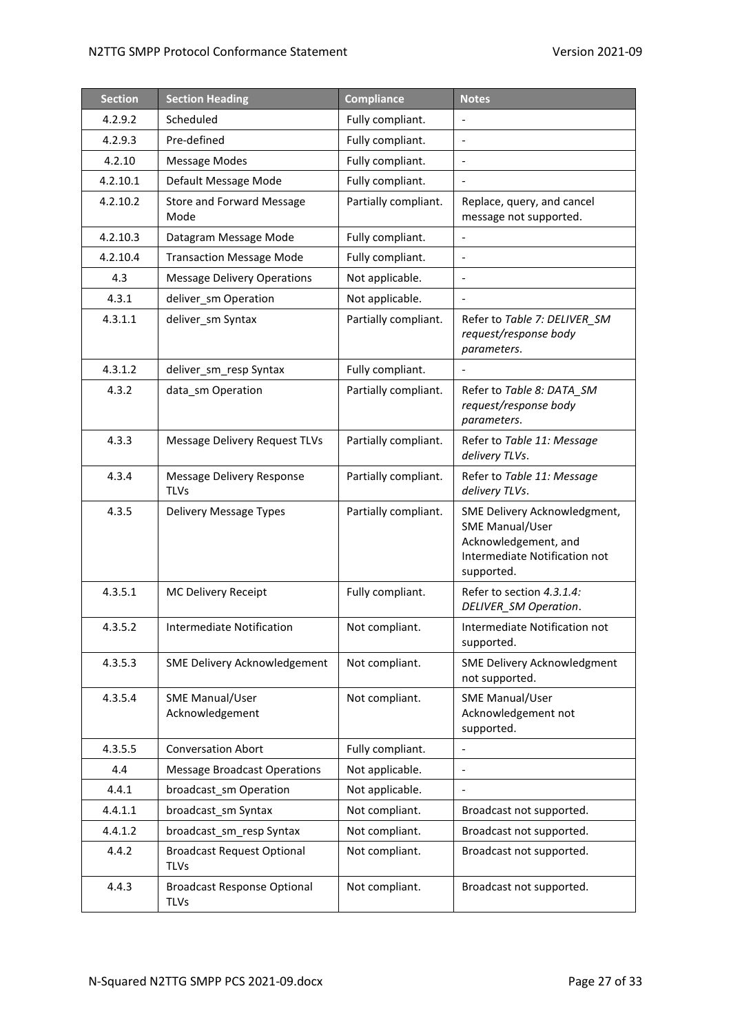| Section | Section Heading | Compliance | Notes |
| --- | --- | --- | --- |
| 4.2.9.2 | Scheduled | Fully compliant. | - |
| 4.2.9.3 | Pre-defined | Fully compliant. | - |
| 4.2.10 | Message Modes | Fully compliant. | - |
| 4.2.10.1 | Default Message Mode | Fully compliant. | - |
| 4.2.10.2 | Store and Forward Message Mode | Partially compliant. | Replace, query, and cancel message not supported. |
| 4.2.10.3 | Datagram Message Mode | Fully compliant. | - |
| 4.2.10.4 | Transaction Message Mode | Fully compliant. | - |
| 4.3 | Message Delivery Operations | Not applicable. | - |
| 4.3.1 | deliver_sm Operation | Not applicable. | - |
| 4.3.1.1 | deliver_sm Syntax | Partially compliant. | Refer to *Table 7: DELIVER_SM request/response body parameters*. |
| 4.3.1.2 | deliver_sm_resp Syntax | Fully compliant. | - |
| 4.3.2 | data_sm Operation | Partially compliant. | Refer to *Table 8: DATA_SM request/response body parameters*. |
| 4.3.3 | Message Delivery Request TLVs | Partially compliant. | Refer to *Table 11: Message delivery TLVs*. |
| 4.3.4 | Message Delivery Response TLVs | Partially compliant. | Refer to *Table 11: Message delivery TLVs*. |
| 4.3.5 | Delivery Message Types | Partially compliant. | SME Delivery Acknowledgment, SME Manual/User Acknowledgement, and Intermediate Notification not supported. |
| 4.3.5.1 | MC Delivery Receipt | Fully compliant. | Refer to section *4.3.1.4: DELIVER_SM Operation*. |
| 4.3.5.2 | Intermediate Notification | Not compliant. | Intermediate Notification not supported. |
| 4.3.5.3 | SME Delivery Acknowledgement | Not compliant. | SME Delivery Acknowledgment not supported. |
| 4.3.5.4 | SME Manual/User Acknowledgement | Not compliant. | SME Manual/User Acknowledgement not supported. |
| 4.3.5.5 | Conversation Abort | Fully compliant. | - |
| 4.4 | Message Broadcast Operations | Not applicable. | - |
| 4.4.1 | broadcast_sm Operation | Not applicable. | - |
| 4.4.1.1 | broadcast_sm Syntax | Not compliant. | Broadcast not supported. |
| 4.4.1.2 | broadcast_sm_resp Syntax | Not compliant. | Broadcast not supported. |
| 4.4.2 | Broadcast Request Optional TLVs | Not compliant. | Broadcast not supported. |
| 4.4.3 | Broadcast Response Optional TLVs | Not compliant. | Broadcast not supported. |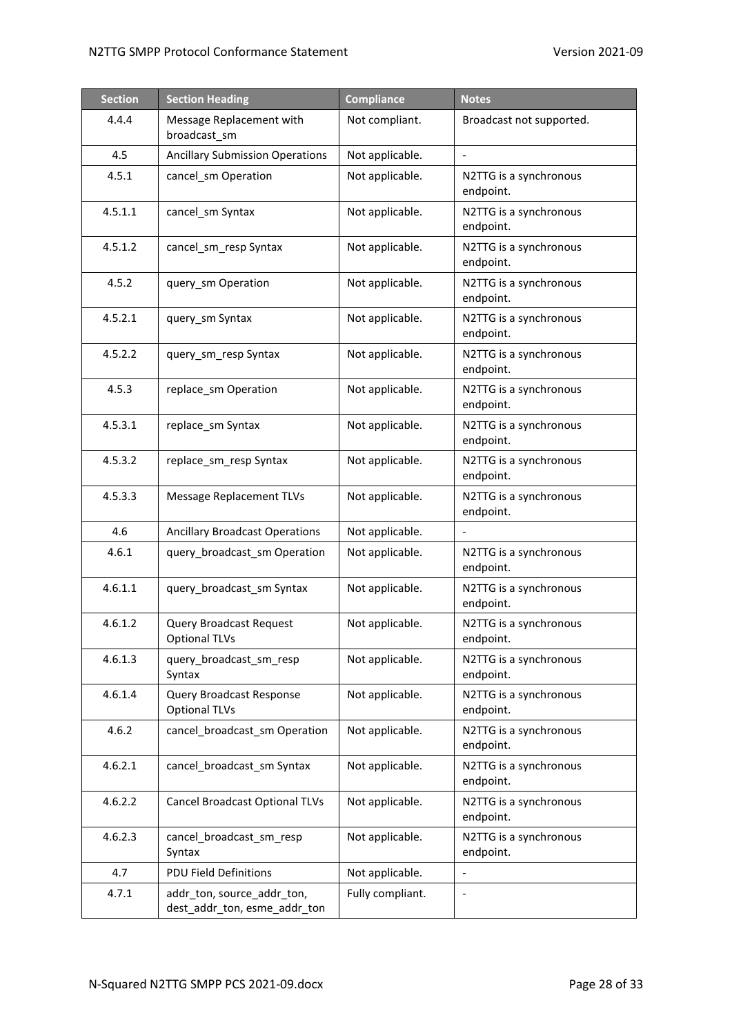| Section | Section Heading | Compliance | Notes |
|---|---|---|---|
| 4.4.4 | Message Replacement with broadcast_sm | Not compliant. | Broadcast not supported. |
| 4.5 | Ancillary Submission Operations | Not applicable. | - |
| 4.5.1 | cancel_sm Operation | Not applicable. | N2TTG is a synchronous endpoint. |
| 4.5.1.1 | cancel_sm Syntax | Not applicable. | N2TTG is a synchronous endpoint. |
| 4.5.1.2 | cancel_sm_resp Syntax | Not applicable. | N2TTG is a synchronous endpoint. |
| 4.5.2 | query_sm Operation | Not applicable. | N2TTG is a synchronous endpoint. |
| 4.5.2.1 | query_sm Syntax | Not applicable. | N2TTG is a synchronous endpoint. |
| 4.5.2.2 | query_sm_resp Syntax | Not applicable. | N2TTG is a synchronous endpoint. |
| 4.5.3 | replace_sm Operation | Not applicable. | N2TTG is a synchronous endpoint. |
| 4.5.3.1 | replace_sm Syntax | Not applicable. | N2TTG is a synchronous endpoint. |
| 4.5.3.2 | replace_sm_resp Syntax | Not applicable. | N2TTG is a synchronous endpoint. |
| 4.5.3.3 | Message Replacement TLVs | Not applicable. | N2TTG is a synchronous endpoint. |
| 4.6 | Ancillary Broadcast Operations | Not applicable. | - |
| 4.6.1 | query_broadcast_sm Operation | Not applicable. | N2TTG is a synchronous endpoint. |
| 4.6.1.1 | query_broadcast_sm Syntax | Not applicable. | N2TTG is a synchronous endpoint. |
| 4.6.1.2 | Query Broadcast Request Optional TLVs | Not applicable. | N2TTG is a synchronous endpoint. |
| 4.6.1.3 | query_broadcast_sm_resp Syntax | Not applicable. | N2TTG is a synchronous endpoint. |
| 4.6.1.4 | Query Broadcast Response Optional TLVs | Not applicable. | N2TTG is a synchronous endpoint. |
| 4.6.2 | cancel_broadcast_sm Operation | Not applicable. | N2TTG is a synchronous endpoint. |
| 4.6.2.1 | cancel_broadcast_sm Syntax | Not applicable. | N2TTG is a synchronous endpoint. |
| 4.6.2.2 | Cancel Broadcast Optional TLVs | Not applicable. | N2TTG is a synchronous endpoint. |
| 4.6.2.3 | cancel_broadcast_sm_resp Syntax | Not applicable. | N2TTG is a synchronous endpoint. |
| 4.7 | PDU Field Definitions | Not applicable. | - |
| 4.7.1 | addr_ton, source_addr_ton, dest_addr_ton, esme_addr_ton | Fully compliant. | - |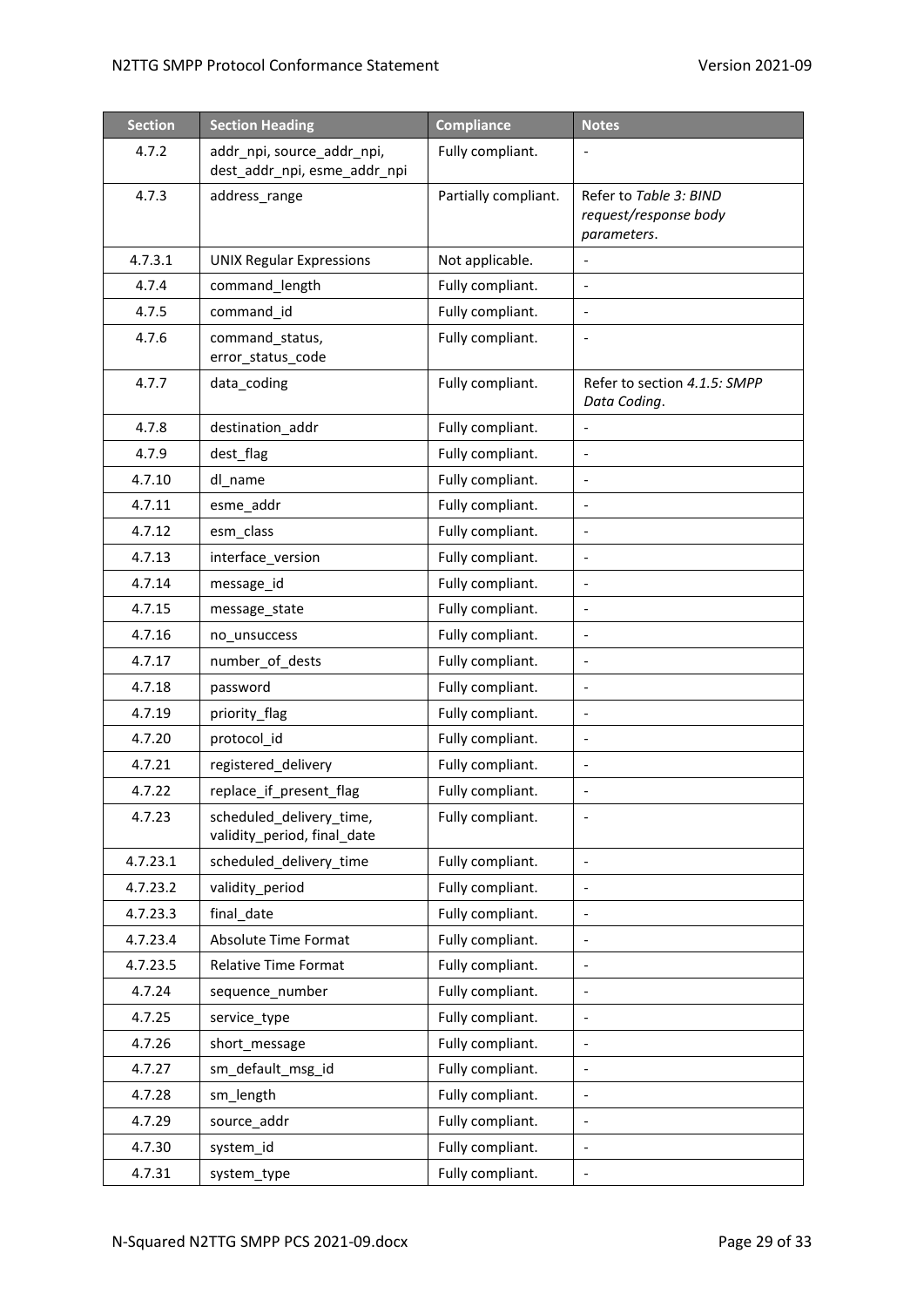| Section | Section Heading | Compliance | Notes |
|---|---|---|---|
| 4.7.2 | addr_npi, source_addr_npi, dest_addr_npi, esme_addr_npi | Fully compliant. | - |
| 4.7.3 | address_range | Partially compliant. | Refer to *Table 3: BIND request/response body parameters*. |
| 4.7.3.1 | UNIX Regular Expressions | Not applicable. | - |
| 4.7.4 | command_length | Fully compliant. | - |
| 4.7.5 | command_id | Fully compliant. | - |
| 4.7.6 | command_status, error_status_code | Fully compliant. | - |
| 4.7.7 | data_coding | Fully compliant. | Refer to section *4.1.5: SMPP Data Coding*. |
| 4.7.8 | destination_addr | Fully compliant. | - |
| 4.7.9 | dest_flag | Fully compliant. | - |
| 4.7.10 | dl_name | Fully compliant. | - |
| 4.7.11 | esme_addr | Fully compliant. | - |
| 4.7.12 | esm_class | Fully compliant. | - |
| 4.7.13 | interface_version | Fully compliant. | - |
| 4.7.14 | message_id | Fully compliant. | - |
| 4.7.15 | message_state | Fully compliant. | - |
| 4.7.16 | no_unsuccess | Fully compliant. | - |
| 4.7.17 | number_of_dests | Fully compliant. | - |
| 4.7.18 | password | Fully compliant. | - |
| 4.7.19 | priority_flag | Fully compliant. | - |
| 4.7.20 | protocol_id | Fully compliant. | - |
| 4.7.21 | registered_delivery | Fully compliant. | - |
| 4.7.22 | replace_if_present_flag | Fully compliant. | - |
| 4.7.23 | scheduled_delivery_time, validity_period, final_date | Fully compliant. | - |
| 4.7.23.1 | scheduled_delivery_time | Fully compliant. | - |
| 4.7.23.2 | validity_period | Fully compliant. | - |
| 4.7.23.3 | final_date | Fully compliant. | - |
| 4.7.23.4 | Absolute Time Format | Fully compliant. | - |
| 4.7.23.5 | Relative Time Format | Fully compliant. | - |
| 4.7.24 | sequence_number | Fully compliant. | - |
| 4.7.25 | service_type | Fully compliant. | - |
| 4.7.26 | short_message | Fully compliant. | - |
| 4.7.27 | sm_default_msg_id | Fully compliant. | - |
| 4.7.28 | sm_length | Fully compliant. | - |
| 4.7.29 | source_addr | Fully compliant. | - |
| 4.7.30 | system_id | Fully compliant. | - |
| 4.7.31 | system_type | Fully compliant. | - |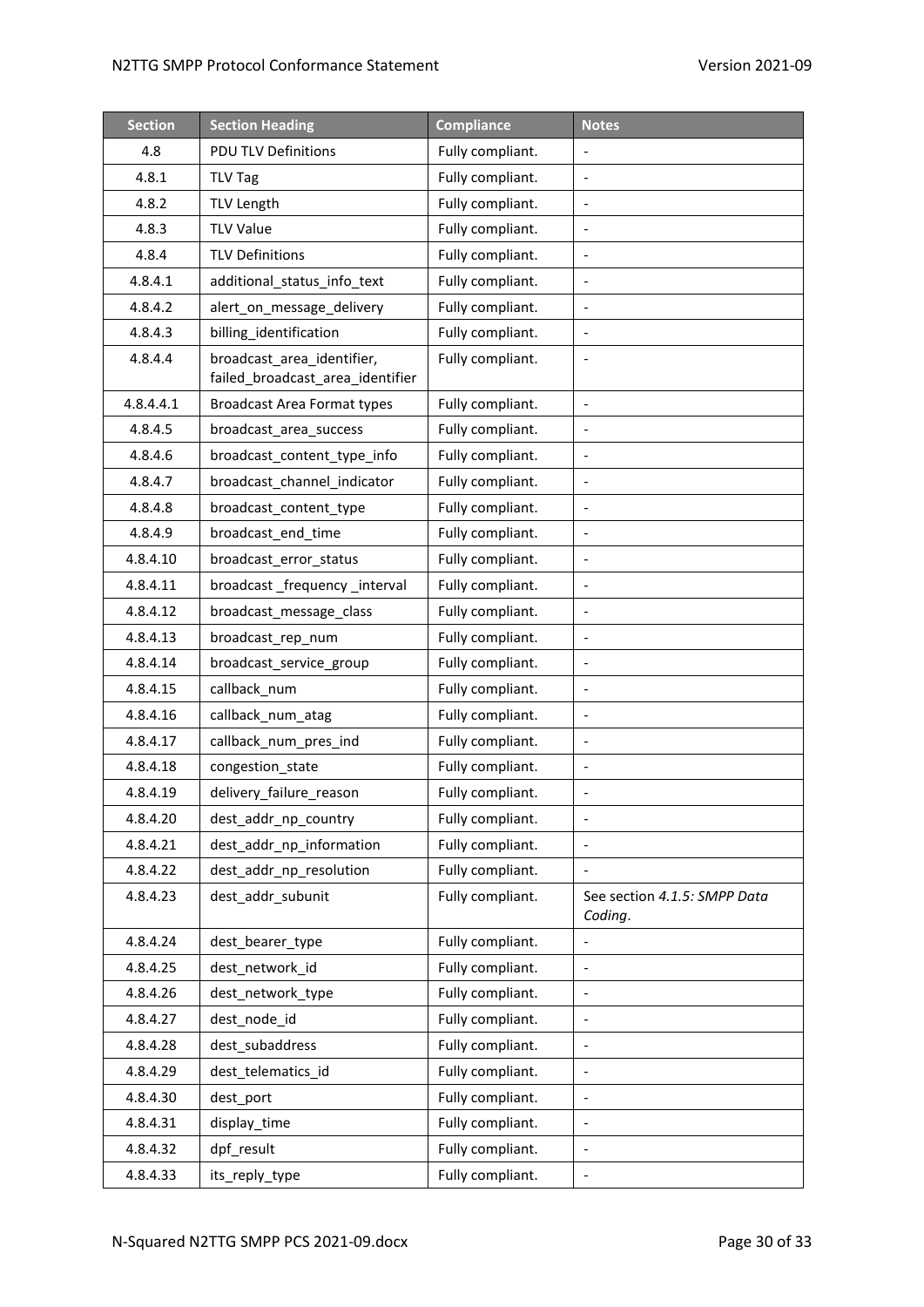| Section | Section Heading | Compliance | Notes |
|---|---|---|---|
| 4.8 | PDU TLV Definitions | Fully compliant. | - |
| 4.8.1 | TLV Tag | Fully compliant. | - |
| 4.8.2 | TLV Length | Fully compliant. | - |
| 4.8.3 | TLV Value | Fully compliant. | - |
| 4.8.4 | TLV Definitions | Fully compliant. | - |
| 4.8.4.1 | additional_status_info_text | Fully compliant. | - |
| 4.8.4.2 | alert_on_message_delivery | Fully compliant. | - |
| 4.8.4.3 | billing_identification | Fully compliant. | - |
| 4.8.4.4 | broadcast_area_identifier, failed_broadcast_area_identifier | Fully compliant. | - |
| 4.8.4.4.1 | Broadcast Area Format types | Fully compliant. | - |
| 4.8.4.5 | broadcast_area_success | Fully compliant. | - |
| 4.8.4.6 | broadcast_content_type_info | Fully compliant. | - |
| 4.8.4.7 | broadcast_channel_indicator | Fully compliant. | - |
| 4.8.4.8 | broadcast_content_type | Fully compliant. | - |
| 4.8.4.9 | broadcast_end_time | Fully compliant. | - |
| 4.8.4.10 | broadcast_error_status | Fully compliant. | - |
| 4.8.4.11 | broadcast _frequency _interval | Fully compliant. | - |
| 4.8.4.12 | broadcast_message_class | Fully compliant. | - |
| 4.8.4.13 | broadcast_rep_num | Fully compliant. | - |
| 4.8.4.14 | broadcast_service_group | Fully compliant. | - |
| 4.8.4.15 | callback_num | Fully compliant. | - |
| 4.8.4.16 | callback_num_atag | Fully compliant. | - |
| 4.8.4.17 | callback_num_pres_ind | Fully compliant. | - |
| 4.8.4.18 | congestion_state | Fully compliant. | - |
| 4.8.4.19 | delivery_failure_reason | Fully compliant. | - |
| 4.8.4.20 | dest_addr_np_country | Fully compliant. | - |
| 4.8.4.21 | dest_addr_np_information | Fully compliant. | - |
| 4.8.4.22 | dest_addr_np_resolution | Fully compliant. | - |
| 4.8.4.23 | dest_addr_subunit | Fully compliant. | See section *4.1.5: SMPP Data Coding*. |
| 4.8.4.24 | dest_bearer_type | Fully compliant. | - |
| 4.8.4.25 | dest_network_id | Fully compliant. | - |
| 4.8.4.26 | dest_network_type | Fully compliant. | - |
| 4.8.4.27 | dest_node_id | Fully compliant. | - |
| 4.8.4.28 | dest_subaddress | Fully compliant. | - |
| 4.8.4.29 | dest_telematics_id | Fully compliant. | - |
| 4.8.4.30 | dest_port | Fully compliant. | - |
| 4.8.4.31 | display_time | Fully compliant. | - |
| 4.8.4.32 | dpf_result | Fully compliant. | - |
| 4.8.4.33 | its_reply_type | Fully compliant. | - |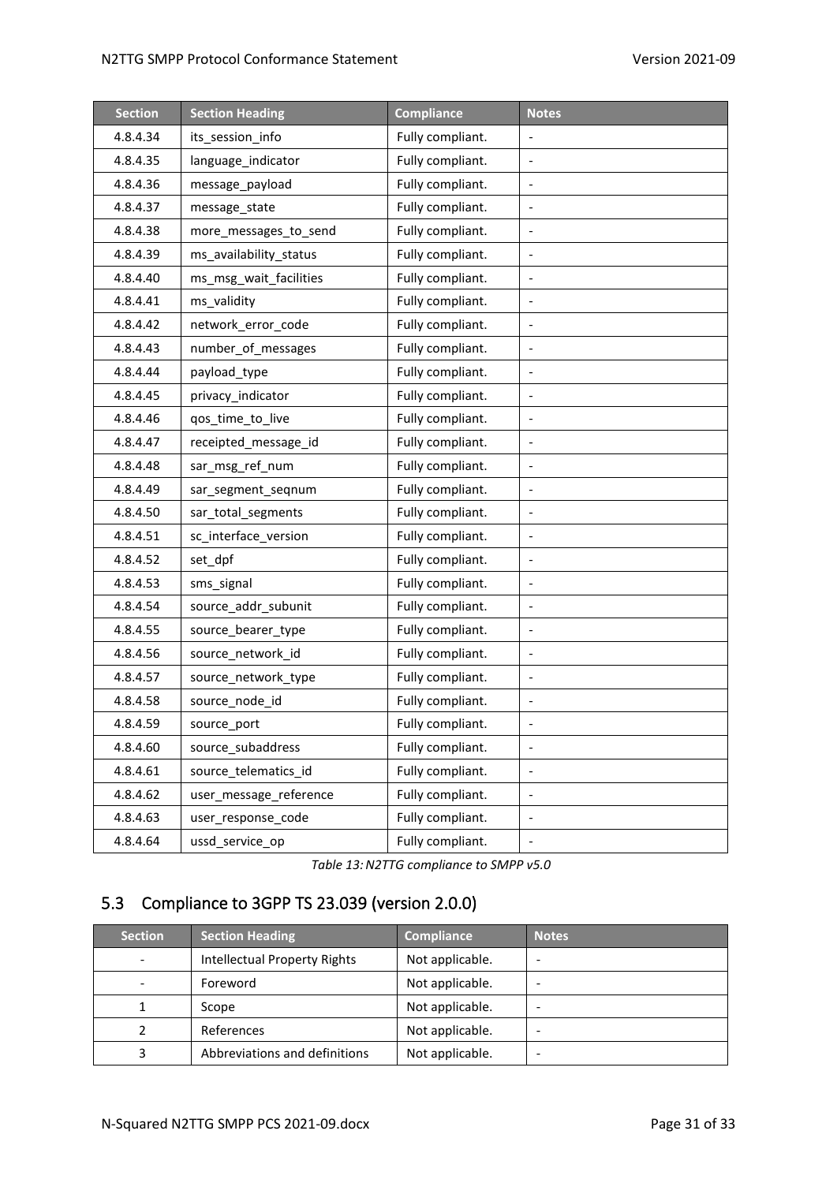| Section | Section Heading | Compliance | Notes |
|---|---|---|---|
| 4.8.4.34 | its_session_info | Fully compliant. | - |
| 4.8.4.35 | language_indicator | Fully compliant. | - |
| 4.8.4.36 | message_payload | Fully compliant. | - |
| 4.8.4.37 | message_state | Fully compliant. | - |
| 4.8.4.38 | more_messages_to_send | Fully compliant. | - |
| 4.8.4.39 | ms_availability_status | Fully compliant. | - |
| 4.8.4.40 | ms_msg_wait_facilities | Fully compliant. | - |
| 4.8.4.41 | ms_validity | Fully compliant. | - |
| 4.8.4.42 | network_error_code | Fully compliant. | - |
| 4.8.4.43 | number_of_messages | Fully compliant. | - |
| 4.8.4.44 | payload_type | Fully compliant. | - |
| 4.8.4.45 | privacy_indicator | Fully compliant. | - |
| 4.8.4.46 | qos_time_to_live | Fully compliant. | - |
| 4.8.4.47 | receipted_message_id | Fully compliant. | - |
| 4.8.4.48 | sar_msg_ref_num | Fully compliant. | - |
| 4.8.4.49 | sar_segment_seqnum | Fully compliant. | - |
| 4.8.4.50 | sar_total_segments | Fully compliant. | - |
| 4.8.4.51 | sc_interface_version | Fully compliant. | - |
| 4.8.4.52 | set_dpf | Fully compliant. | - |
| 4.8.4.53 | sms_signal | Fully compliant. | - |
| 4.8.4.54 | source_addr_subunit | Fully compliant. | - |
| 4.8.4.55 | source_bearer_type | Fully compliant. | - |
| 4.8.4.56 | source_network_id | Fully compliant. | - |
| 4.8.4.57 | source_network_type | Fully compliant. | - |
| 4.8.4.58 | source_node_id | Fully compliant. | - |
| 4.8.4.59 | source_port | Fully compliant. | - |
| 4.8.4.60 | source_subaddress | Fully compliant. | - |
| 4.8.4.61 | source_telematics_id | Fully compliant. | - |
| 4.8.4.62 | user_message_reference | Fully compliant. | - |
| 4.8.4.63 | user_response_code | Fully compliant. | - |
| 4.8.4.64 | ussd_service_op | Fully compliant. | - |

*Table 13: N2TTG compliance to SMPP v5.0*

## 5.3 Compliance to 3GPP TS 23.039 (version 2.0.0)

| Section | Section Heading | Compliance | Notes |
|---|---|---|---|
| - | Intellectual Property Rights | Not applicable. | - |
| - | Foreword | Not applicable. | - |
| 1 | Scope | Not applicable. | - |
| 2 | References | Not applicable. | - |
| 3 | Abbreviations and definitions | Not applicable. | - |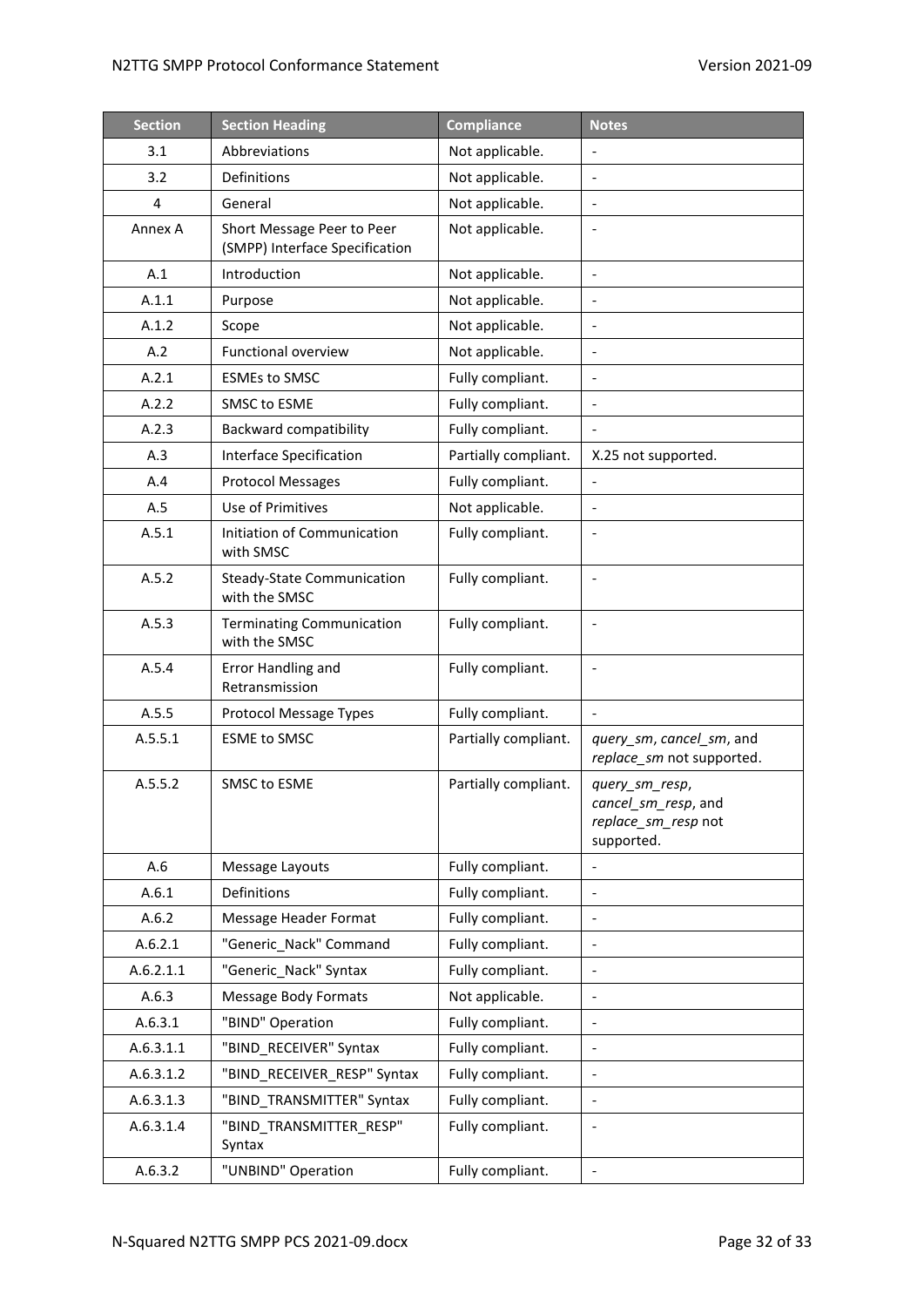| Section | Section Heading | Compliance | Notes |
|---|---|---|---|
| 3.1 | Abbreviations | Not applicable. | - |
| 3.2 | Definitions | Not applicable. | - |
| 4 | General | Not applicable. | - |
| Annex A | Short Message Peer to Peer (SMPP) Interface Specification | Not applicable. | - |
| A.1 | Introduction | Not applicable. | - |
| A.1.1 | Purpose | Not applicable. | - |
| A.1.2 | Scope | Not applicable. | - |
| A.2 | Functional overview | Not applicable. | - |
| A.2.1 | ESMEs to SMSC | Fully compliant. | - |
| A.2.2 | SMSC to ESME | Fully compliant. | - |
| A.2.3 | Backward compatibility | Fully compliant. | - |
| A.3 | Interface Specification | Partially compliant. | X.25 not supported. |
| A.4 | Protocol Messages | Fully compliant. | - |
| A.5 | Use of Primitives | Not applicable. | - |
| A.5.1 | Initiation of Communication with SMSC | Fully compliant. | - |
| A.5.2 | Steady-State Communication with the SMSC | Fully compliant. | - |
| A.5.3 | Terminating Communication with the SMSC | Fully compliant. | - |
| A.5.4 | Error Handling and Retransmission | Fully compliant. | - |
| A.5.5 | Protocol Message Types | Fully compliant. | - |
| A.5.5.1 | ESME to SMSC | Partially compliant. | *query_sm*, *cancel_sm*, and *replace_sm* not supported. |
| A.5.5.2 | SMSC to ESME | Partially compliant. | *query_sm_resp*, *cancel_sm_resp*, and *replace_sm_resp* not supported. |
| A.6 | Message Layouts | Fully compliant. | - |
| A.6.1 | Definitions | Fully compliant. | - |
| A.6.2 | Message Header Format | Fully compliant. | - |
| A.6.2.1 | "Generic_Nack" Command | Fully compliant. | - |
| A.6.2.1.1 | "Generic_Nack" Syntax | Fully compliant. | - |
| A.6.3 | Message Body Formats | Not applicable. | - |
| A.6.3.1 | "BIND" Operation | Fully compliant. | - |
| A.6.3.1.1 | "BIND_RECEIVER" Syntax | Fully compliant. | - |
| A.6.3.1.2 | "BIND_RECEIVER_RESP" Syntax | Fully compliant. | - |
| A.6.3.1.3 | "BIND_TRANSMITTER" Syntax | Fully compliant. | - |
| A.6.3.1.4 | "BIND_TRANSMITTER_RESP" Syntax | Fully compliant. | - |
| A.6.3.2 | "UNBIND" Operation | Fully compliant. | - |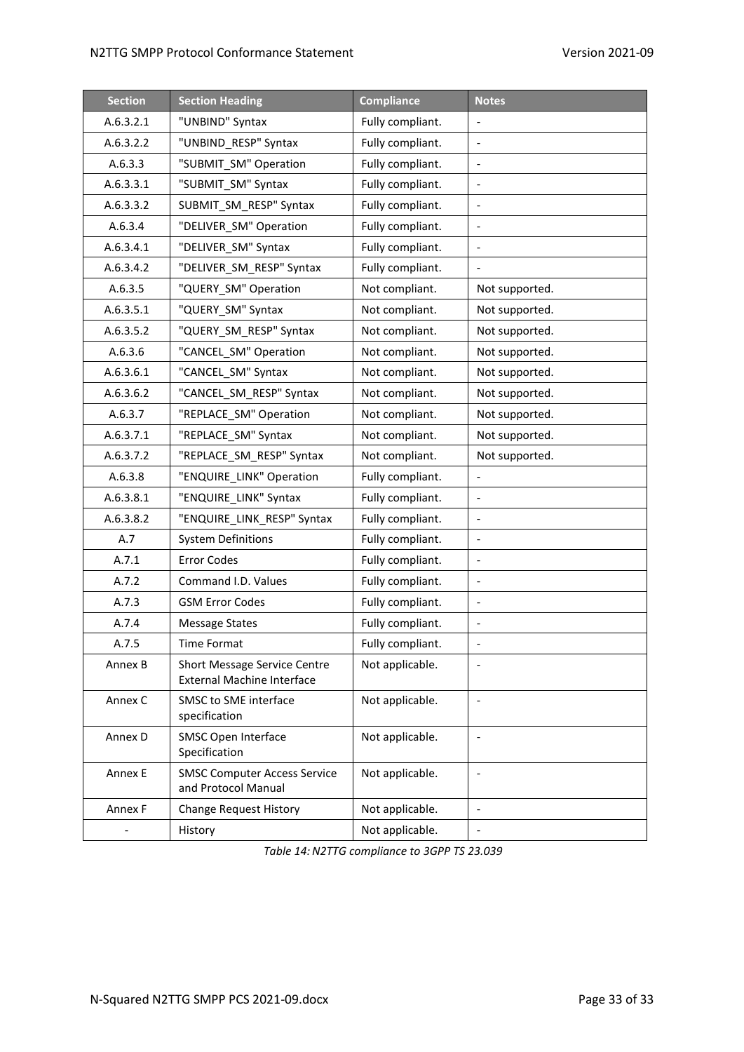| Section | Section Heading | Compliance | Notes |
|---|---|---|---|
| A.6.3.2.1 | "UNBIND" Syntax | Fully compliant. | - |
| A.6.3.2.2 | "UNBIND_RESP" Syntax | Fully compliant. | - |
| A.6.3.3 | "SUBMIT_SM" Operation | Fully compliant. | - |
| A.6.3.3.1 | "SUBMIT_SM" Syntax | Fully compliant. | - |
| A.6.3.3.2 | SUBMIT_SM_RESP" Syntax | Fully compliant. | - |
| A.6.3.4 | "DELIVER_SM" Operation | Fully compliant. | - |
| A.6.3.4.1 | "DELIVER_SM" Syntax | Fully compliant. | - |
| A.6.3.4.2 | "DELIVER_SM_RESP" Syntax | Fully compliant. | - |
| A.6.3.5 | "QUERY_SM" Operation | Not compliant. | Not supported. |
| A.6.3.5.1 | "QUERY_SM" Syntax | Not compliant. | Not supported. |
| A.6.3.5.2 | "QUERY_SM_RESP" Syntax | Not compliant. | Not supported. |
| A.6.3.6 | "CANCEL_SM" Operation | Not compliant. | Not supported. |
| A.6.3.6.1 | "CANCEL_SM" Syntax | Not compliant. | Not supported. |
| A.6.3.6.2 | "CANCEL_SM_RESP" Syntax | Not compliant. | Not supported. |
| A.6.3.7 | "REPLACE_SM" Operation | Not compliant. | Not supported. |
| A.6.3.7.1 | "REPLACE_SM" Syntax | Not compliant. | Not supported. |
| A.6.3.7.2 | "REPLACE_SM_RESP" Syntax | Not compliant. | Not supported. |
| A.6.3.8 | "ENQUIRE_LINK" Operation | Fully compliant. | - |
| A.6.3.8.1 | "ENQUIRE_LINK" Syntax | Fully compliant. | - |
| A.6.3.8.2 | "ENQUIRE_LINK_RESP" Syntax | Fully compliant. | - |
| A.7 | System Definitions | Fully compliant. | - |
| A.7.1 | Error Codes | Fully compliant. | - |
| A.7.2 | Command I.D. Values | Fully compliant. | - |
| A.7.3 | GSM Error Codes | Fully compliant. | - |
| A.7.4 | Message States | Fully compliant. | - |
| A.7.5 | Time Format | Fully compliant. | - |
| Annex B | Short Message Service Centre External Machine Interface | Not applicable. | - |
| Annex C | SMSC to SME interface specification | Not applicable. | - |
| Annex D | SMSC Open Interface Specification | Not applicable. | - |
| Annex E | SMSC Computer Access Service and Protocol Manual | Not applicable. | - |
| Annex F | Change Request History | Not applicable. | - |
| - | History | Not applicable. | - |

*Table 14: N2TTG compliance to 3GPP TS 23.039*